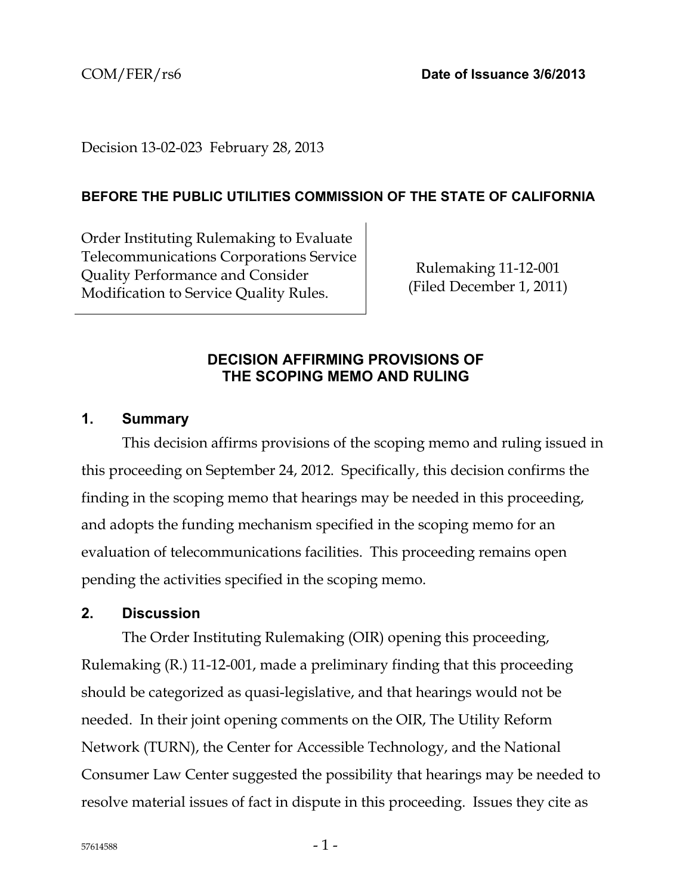COM/FER/rs6 **Date of Issuance 3/6/2013**

Decision 13-02-023 February 28, 2013

**BEFORE THE PUBLIC UTILITIES COMMISSION OF THE STATE OF CALIFORNIA**

| Order Instituting Rulemaking to Evaluate Telecommunications Corporations Service Quality Performance and Consider Modification to Service Quality Rules. | Rulemaking 11-12-001 (Filed December 1, 2011) |
|---|---|

# DECISION AFFIRMING PROVISIONS OF THE SCOPING MEMO AND RULING

## 1. Summary

This decision affirms provisions of the scoping memo and ruling issued in this proceeding on September 24, 2012. Specifically, this decision confirms the finding in the scoping memo that hearings may be needed in this proceeding, and adopts the funding mechanism specified in the scoping memo for an evaluation of telecommunications facilities. This proceeding remains open pending the activities specified in the scoping memo.

## 2. Discussion

The Order Instituting Rulemaking (OIR) opening this proceeding, Rulemaking (R.) 11-12-001, made a preliminary finding that this proceeding should be categorized as quasi-legislative, and that hearings would not be needed. In their joint opening comments on the OIR, The Utility Reform Network (TURN), the Center for Accessible Technology, and the National Consumer Law Center suggested the possibility that hearings may be needed to resolve material issues of fact in dispute in this proceeding. Issues they cite as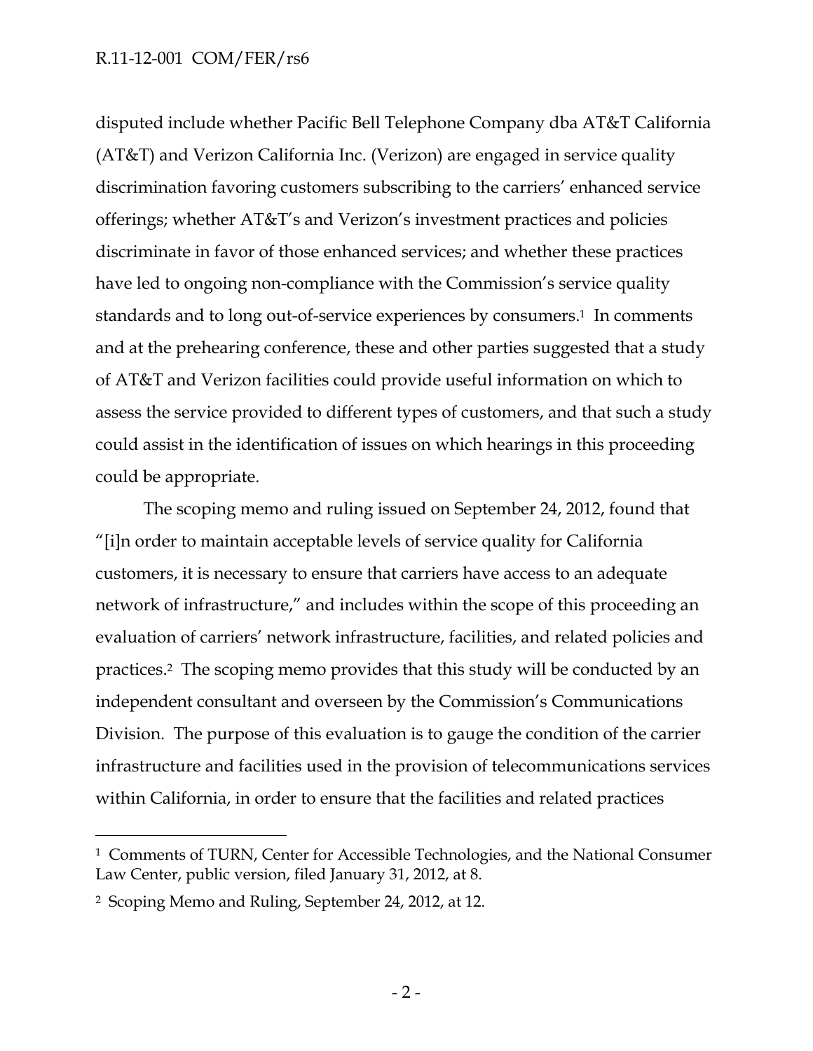disputed include whether Pacific Bell Telephone Company dba AT&T California (AT&T) and Verizon California Inc. (Verizon) are engaged in service quality discrimination favoring customers subscribing to the carriers' enhanced service offerings; whether AT&T's and Verizon's investment practices and policies discriminate in favor of those enhanced services; and whether these practices have led to ongoing non-compliance with the Commission's service quality standards and to long out-of-service experiences by consumers.[1] In comments and at the prehearing conference, these and other parties suggested that a study of AT&T and Verizon facilities could provide useful information on which to assess the service provided to different types of customers, and that such a study could assist in the identification of issues on which hearings in this proceeding could be appropriate.

The scoping memo and ruling issued on September 24, 2012, found that "[i]n order to maintain acceptable levels of service quality for California customers, it is necessary to ensure that carriers have access to an adequate network of infrastructure," and includes within the scope of this proceeding an evaluation of carriers' network infrastructure, facilities, and related policies and practices.[2] The scoping memo provides that this study will be conducted by an independent consultant and overseen by the Commission's Communications Division. The purpose of this evaluation is to gauge the condition of the carrier infrastructure and facilities used in the provision of telecommunications services within California, in order to ensure that the facilities and related practices

---

[1] Comments of TURN, Center for Accessible Technologies, and the National Consumer Law Center, public version, filed January 31, 2012, at 8.

[2] Scoping Memo and Ruling, September 24, 2012, at 12.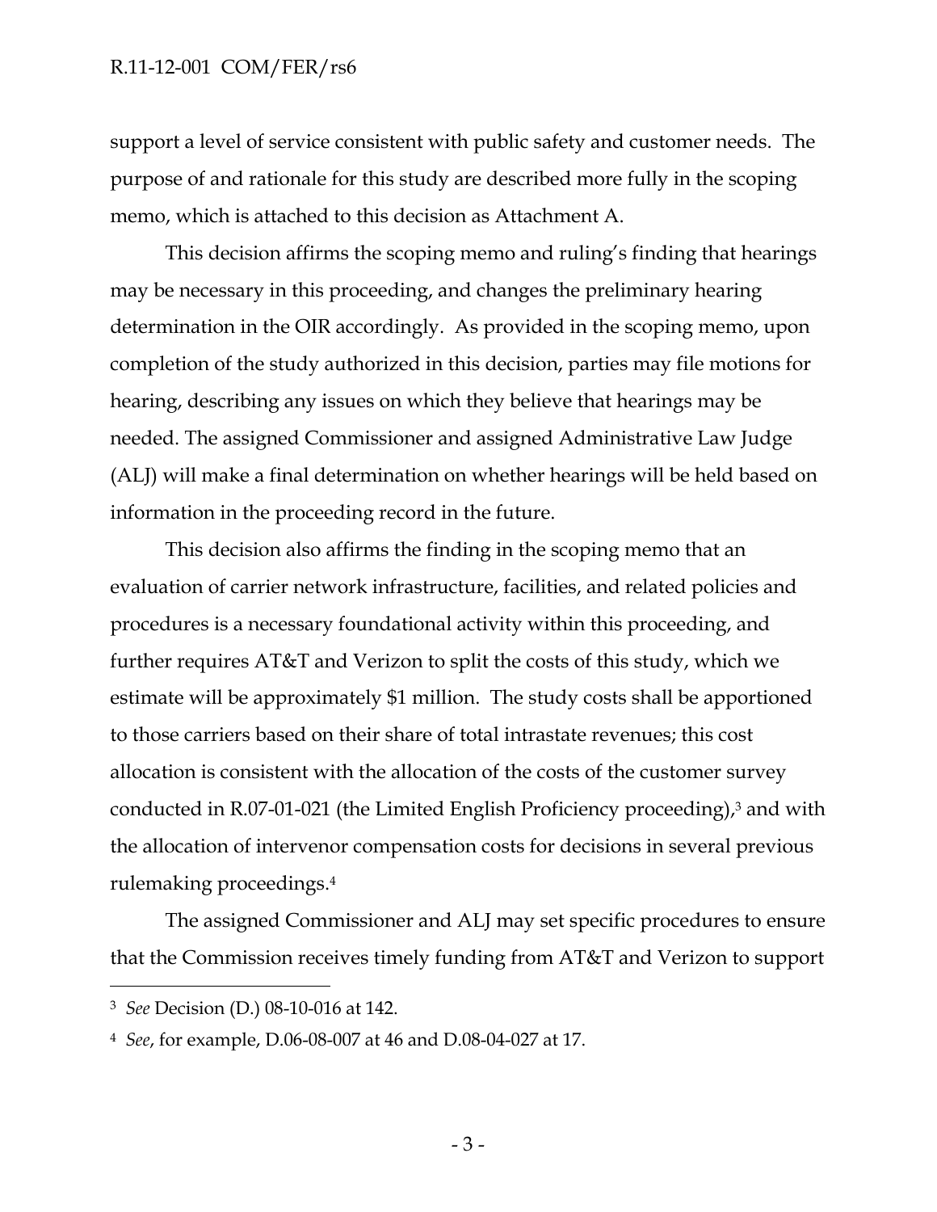support a level of service consistent with public safety and customer needs. The purpose of and rationale for this study are described more fully in the scoping memo, which is attached to this decision as Attachment A.

This decision affirms the scoping memo and ruling's finding that hearings may be necessary in this proceeding, and changes the preliminary hearing determination in the OIR accordingly. As provided in the scoping memo, upon completion of the study authorized in this decision, parties may file motions for hearing, describing any issues on which they believe that hearings may be needed. The assigned Commissioner and assigned Administrative Law Judge (ALJ) will make a final determination on whether hearings will be held based on information in the proceeding record in the future.

This decision also affirms the finding in the scoping memo that an evaluation of carrier network infrastructure, facilities, and related policies and procedures is a necessary foundational activity within this proceeding, and further requires AT&T and Verizon to split the costs of this study, which we estimate will be approximately $1 million. The study costs shall be apportioned to those carriers based on their share of total intrastate revenues; this cost allocation is consistent with the allocation of the costs of the customer survey conducted in R.07-01-021 (the Limited English Proficiency proceeding),[3] and with the allocation of intervenor compensation costs for decisions in several previous rulemaking proceedings.[4]

The assigned Commissioner and ALJ may set specific procedures to ensure that the Commission receives timely funding from AT&T and Verizon to support

---

[3] *See* Decision (D.) 08-10-016 at 142.

[4] *See*, for example, D.06-08-007 at 46 and D.08-04-027 at 17.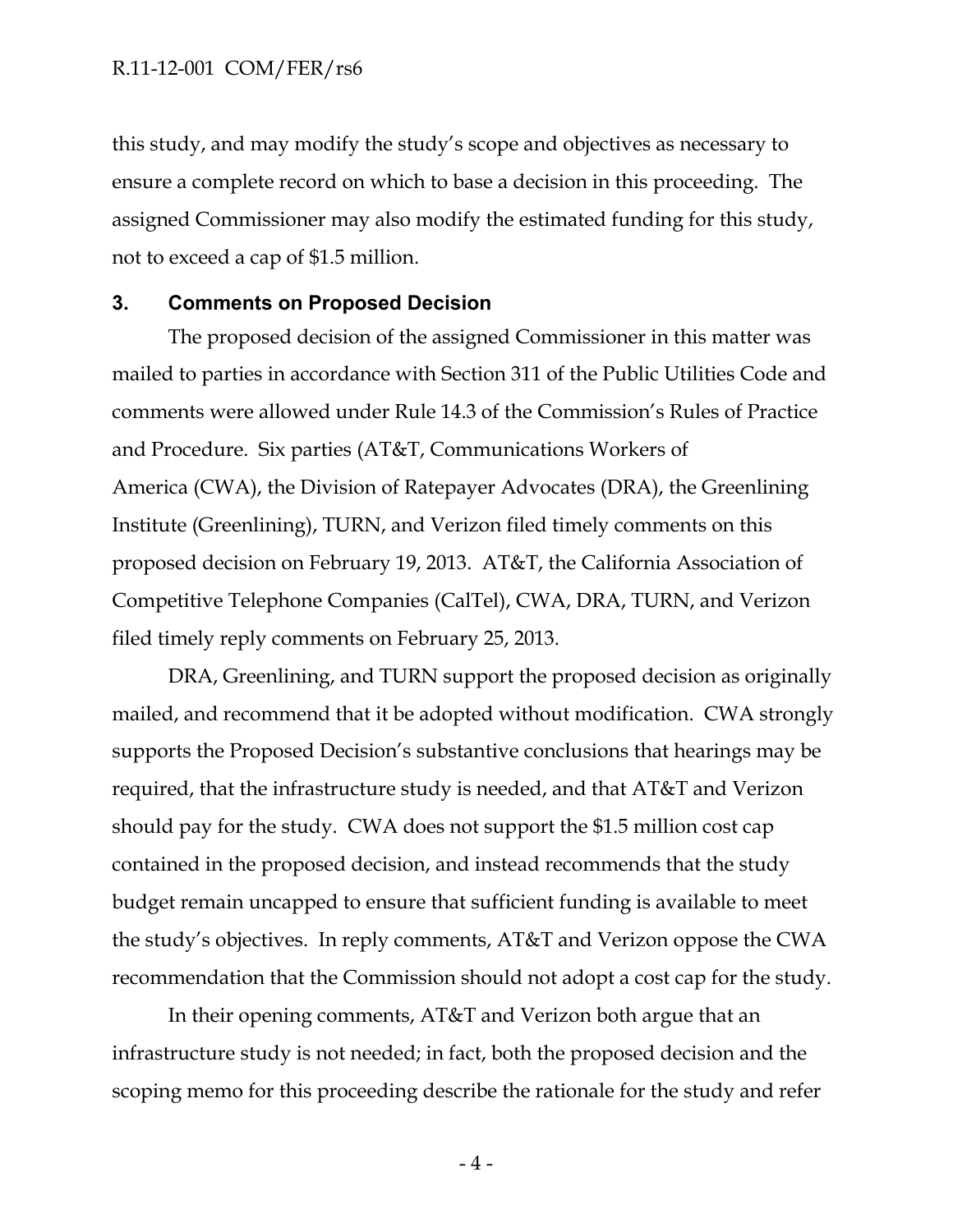this study, and may modify the study's scope and objectives as necessary to ensure a complete record on which to base a decision in this proceeding. The assigned Commissioner may also modify the estimated funding for this study, not to exceed a cap of $1.5 million.

## 3. Comments on Proposed Decision

The proposed decision of the assigned Commissioner in this matter was mailed to parties in accordance with Section 311 of the Public Utilities Code and comments were allowed under Rule 14.3 of the Commission's Rules of Practice and Procedure. Six parties (AT&T, Communications Workers of America (CWA), the Division of Ratepayer Advocates (DRA), the Greenlining Institute (Greenlining), TURN, and Verizon filed timely comments on this proposed decision on February 19, 2013. AT&T, the California Association of Competitive Telephone Companies (CalTel), CWA, DRA, TURN, and Verizon filed timely reply comments on February 25, 2013.

DRA, Greenlining, and TURN support the proposed decision as originally mailed, and recommend that it be adopted without modification. CWA strongly supports the Proposed Decision's substantive conclusions that hearings may be required, that the infrastructure study is needed, and that AT&T and Verizon should pay for the study. CWA does not support the $1.5 million cost cap contained in the proposed decision, and instead recommends that the study budget remain uncapped to ensure that sufficient funding is available to meet the study's objectives. In reply comments, AT&T and Verizon oppose the CWA recommendation that the Commission should not adopt a cost cap for the study.

In their opening comments, AT&T and Verizon both argue that an infrastructure study is not needed; in fact, both the proposed decision and the scoping memo for this proceeding describe the rationale for the study and refer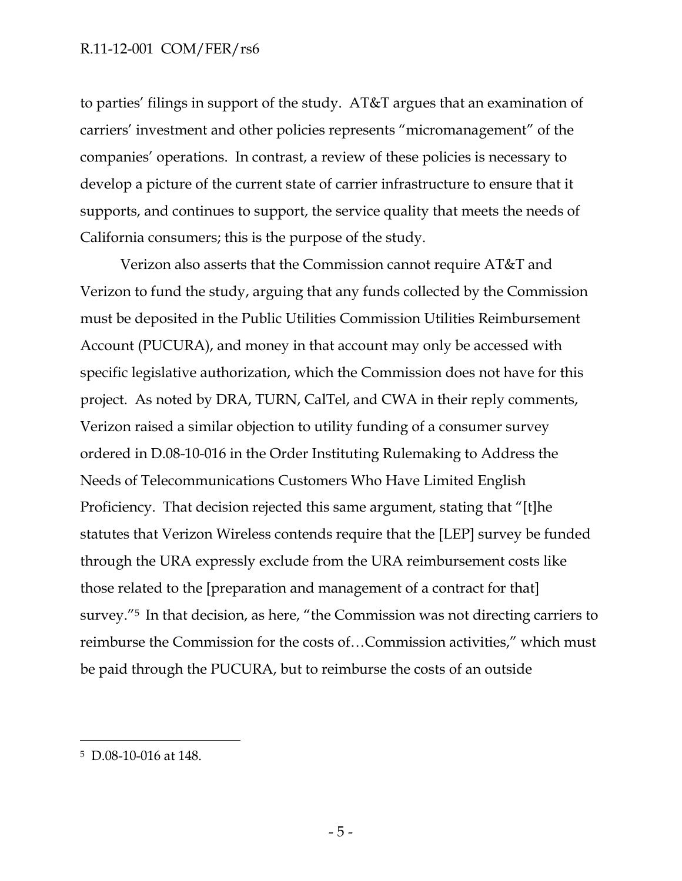to parties' filings in support of the study. AT&T argues that an examination of carriers' investment and other policies represents "micromanagement" of the companies' operations. In contrast, a review of these policies is necessary to develop a picture of the current state of carrier infrastructure to ensure that it supports, and continues to support, the service quality that meets the needs of California consumers; this is the purpose of the study.

Verizon also asserts that the Commission cannot require AT&T and Verizon to fund the study, arguing that any funds collected by the Commission must be deposited in the Public Utilities Commission Utilities Reimbursement Account (PUCURA), and money in that account may only be accessed with specific legislative authorization, which the Commission does not have for this project. As noted by DRA, TURN, CalTel, and CWA in their reply comments, Verizon raised a similar objection to utility funding of a consumer survey ordered in D.08-10-016 in the Order Instituting Rulemaking to Address the Needs of Telecommunications Customers Who Have Limited English Proficiency. That decision rejected this same argument, stating that "[t]he statutes that Verizon Wireless contends require that the [LEP] survey be funded through the URA expressly exclude from the URA reimbursement costs like those related to the [preparation and management of a contract for that] survey."[5] In that decision, as here, "the Commission was not directing carriers to reimburse the Commission for the costs of…Commission activities," which must be paid through the PUCURA, but to reimburse the costs of an outside

---

[5] D.08-10-016 at 148.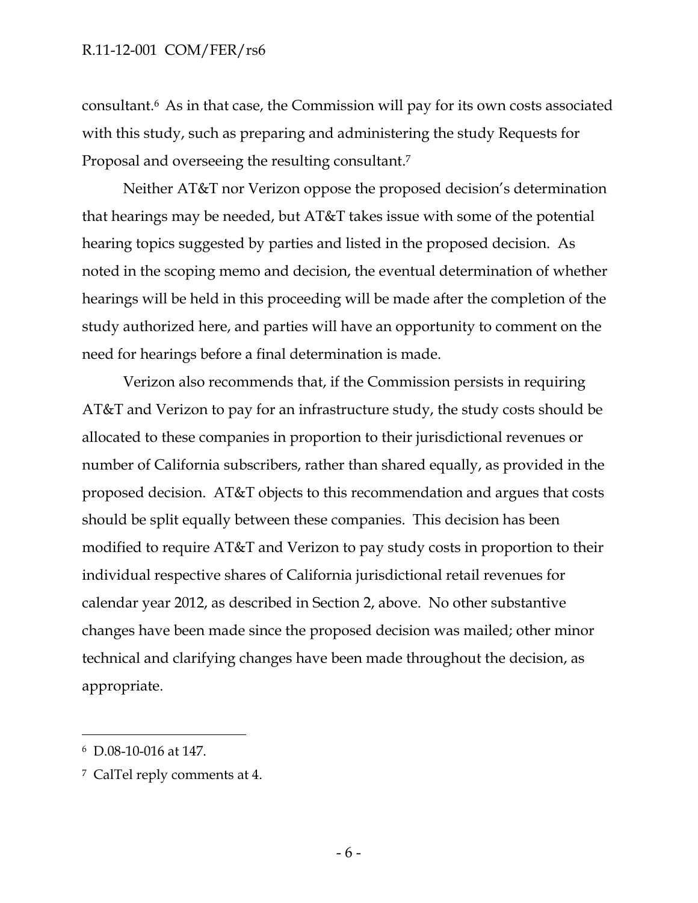consultant.[6] As in that case, the Commission will pay for its own costs associated with this study, such as preparing and administering the study Requests for Proposal and overseeing the resulting consultant.[7]

Neither AT&T nor Verizon oppose the proposed decision's determination that hearings may be needed, but AT&T takes issue with some of the potential hearing topics suggested by parties and listed in the proposed decision. As noted in the scoping memo and decision, the eventual determination of whether hearings will be held in this proceeding will be made after the completion of the study authorized here, and parties will have an opportunity to comment on the need for hearings before a final determination is made.

Verizon also recommends that, if the Commission persists in requiring AT&T and Verizon to pay for an infrastructure study, the study costs should be allocated to these companies in proportion to their jurisdictional revenues or number of California subscribers, rather than shared equally, as provided in the proposed decision. AT&T objects to this recommendation and argues that costs should be split equally between these companies. This decision has been modified to require AT&T and Verizon to pay study costs in proportion to their individual respective shares of California jurisdictional retail revenues for calendar year 2012, as described in Section 2, above. No other substantive changes have been made since the proposed decision was mailed; other minor technical and clarifying changes have been made throughout the decision, as appropriate.

---

[6] D.08-10-016 at 147.

[7] CalTel reply comments at 4.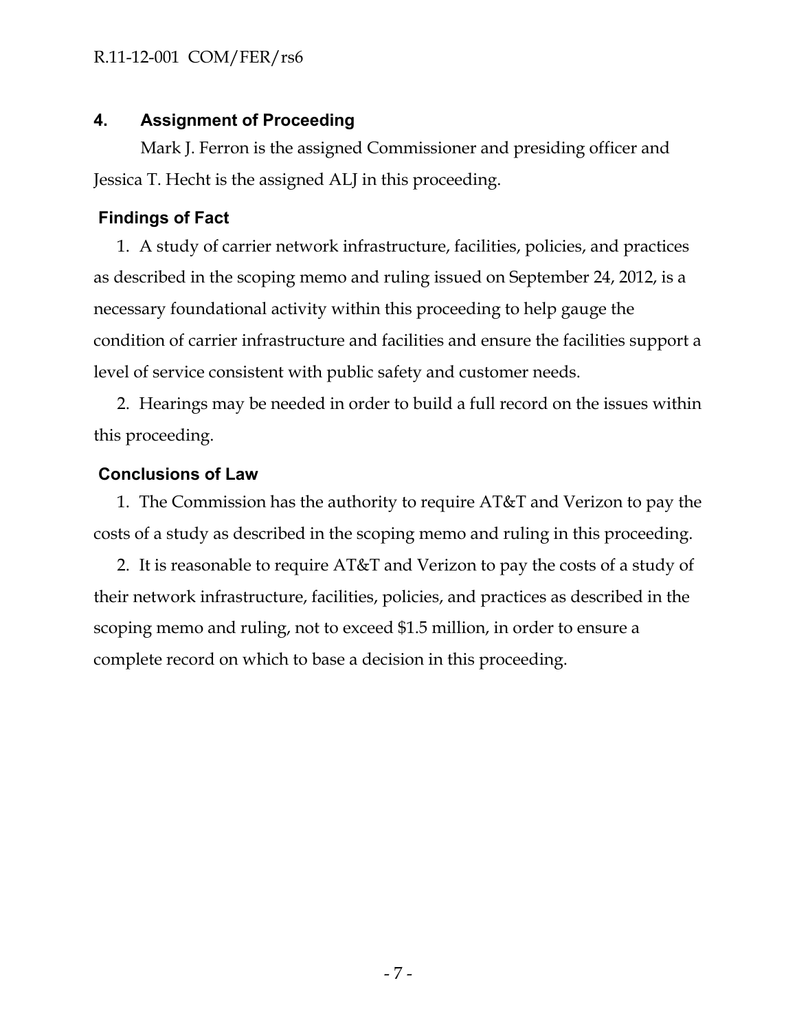## 4. Assignment of Proceeding

Mark J. Ferron is the assigned Commissioner and presiding officer and Jessica T. Hecht is the assigned ALJ in this proceeding.

## Findings of Fact

1. A study of carrier network infrastructure, facilities, policies, and practices as described in the scoping memo and ruling issued on September 24, 2012, is a necessary foundational activity within this proceeding to help gauge the condition of carrier infrastructure and facilities and ensure the facilities support a level of service consistent with public safety and customer needs.

2. Hearings may be needed in order to build a full record on the issues within this proceeding.

## Conclusions of Law

1. The Commission has the authority to require AT&T and Verizon to pay the costs of a study as described in the scoping memo and ruling in this proceeding.

2. It is reasonable to require AT&T and Verizon to pay the costs of a study of their network infrastructure, facilities, policies, and practices as described in the scoping memo and ruling, not to exceed $1.5 million, in order to ensure a complete record on which to base a decision in this proceeding.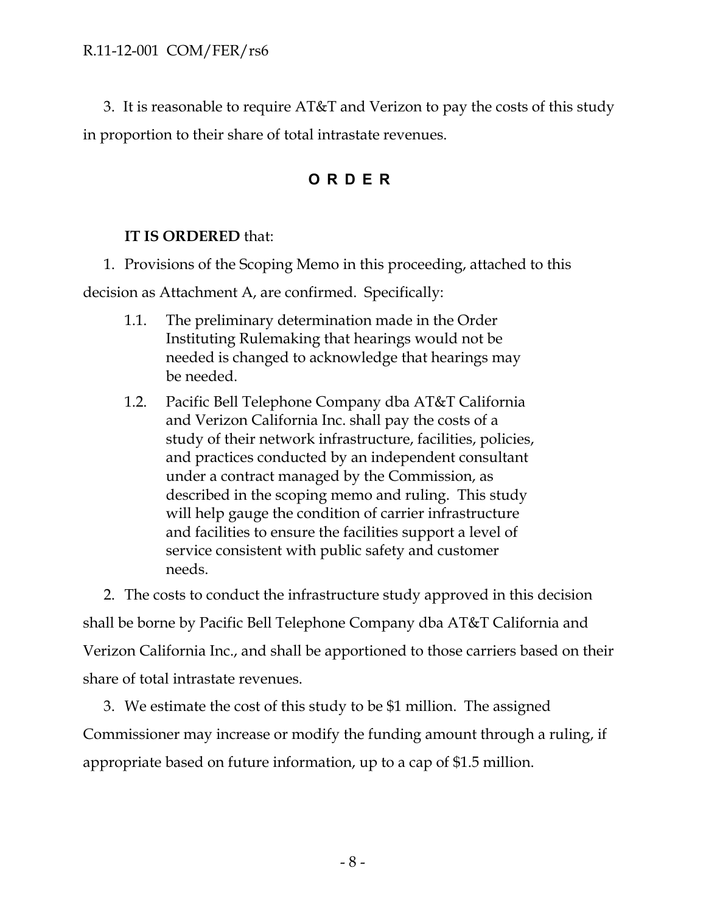3. It is reasonable to require AT&T and Verizon to pay the costs of this study in proportion to their share of total intrastate revenues.

## O R D E R

**IT IS ORDERED** that:

1. Provisions of the Scoping Memo in this proceeding, attached to this decision as Attachment A, are confirmed. Specifically:

   1.1. The preliminary determination made in the Order Instituting Rulemaking that hearings would not be needed is changed to acknowledge that hearings may be needed.

   1.2. Pacific Bell Telephone Company dba AT&T California and Verizon California Inc. shall pay the costs of a study of their network infrastructure, facilities, policies, and practices conducted by an independent consultant under a contract managed by the Commission, as described in the scoping memo and ruling. This study will help gauge the condition of carrier infrastructure and facilities to ensure the facilities support a level of service consistent with public safety and customer needs.

2. The costs to conduct the infrastructure study approved in this decision shall be borne by Pacific Bell Telephone Company dba AT&T California and Verizon California Inc., and shall be apportioned to those carriers based on their share of total intrastate revenues.

3. We estimate the cost of this study to be $1 million. The assigned Commissioner may increase or modify the funding amount through a ruling, if appropriate based on future information, up to a cap of $1.5 million.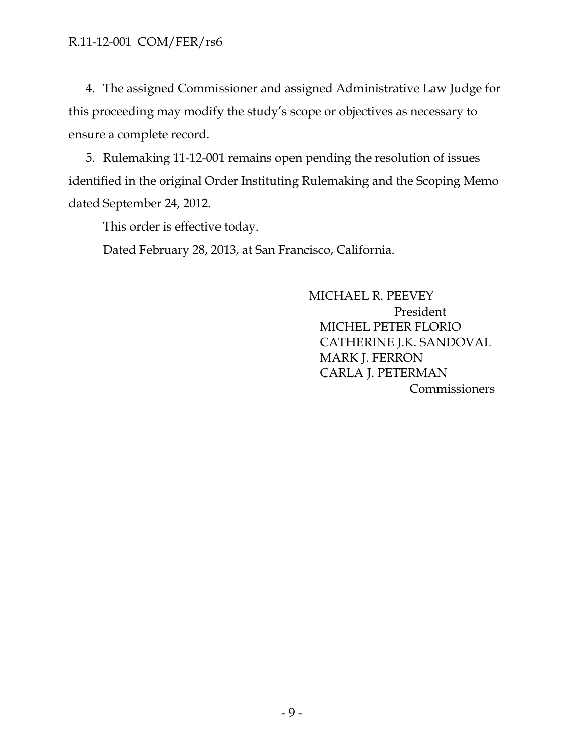4. The assigned Commissioner and assigned Administrative Law Judge for this proceeding may modify the study's scope or objectives as necessary to ensure a complete record.

5. Rulemaking 11-12-001 remains open pending the resolution of issues identified in the original Order Instituting Rulemaking and the Scoping Memo dated September 24, 2012.

This order is effective today.

Dated February 28, 2013, at San Francisco, California.

MICHAEL R. PEEVEY  
President  
MICHEL PETER FLORIO  
CATHERINE J.K. SANDOVAL  
MARK J. FERRON  
CARLA J. PETERMAN  
Commissioners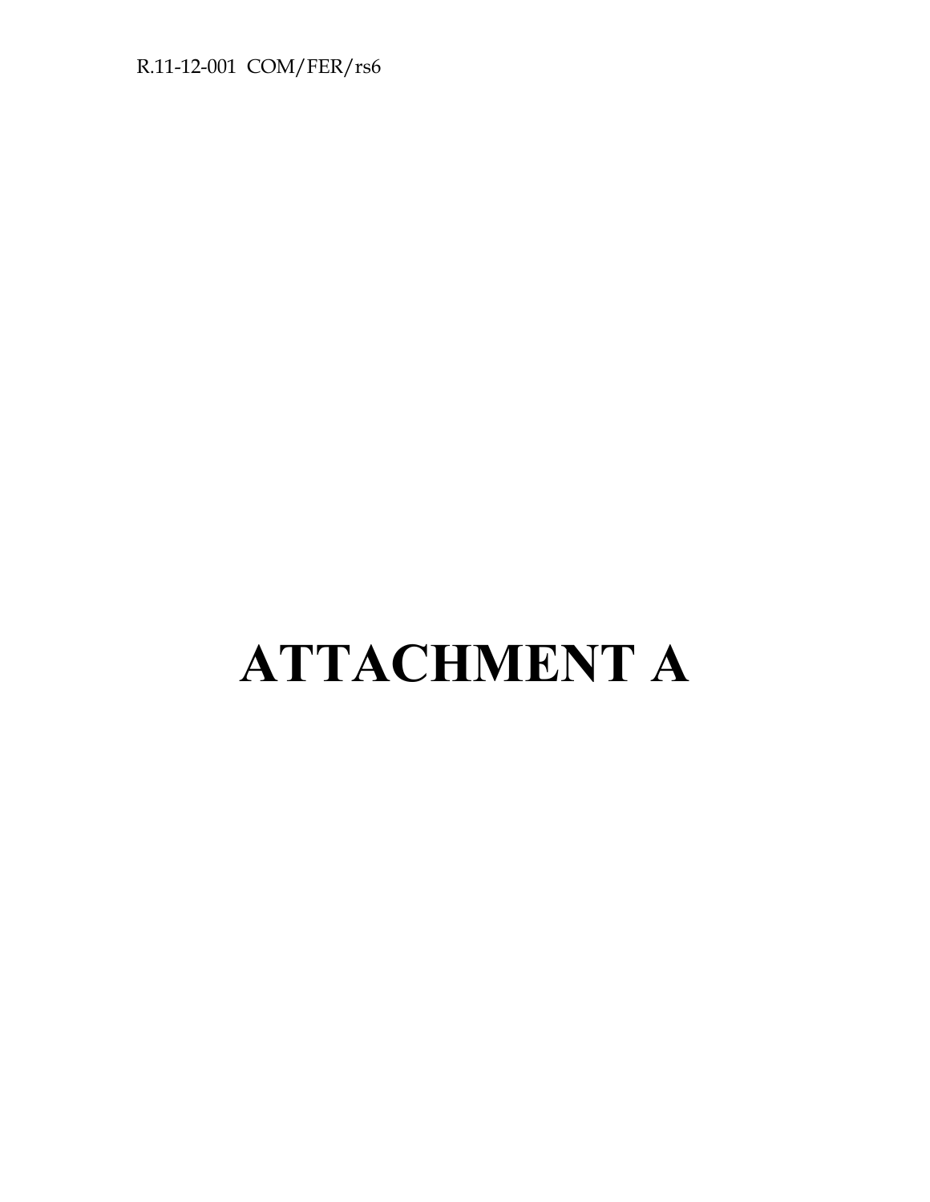# ATTACHMENT A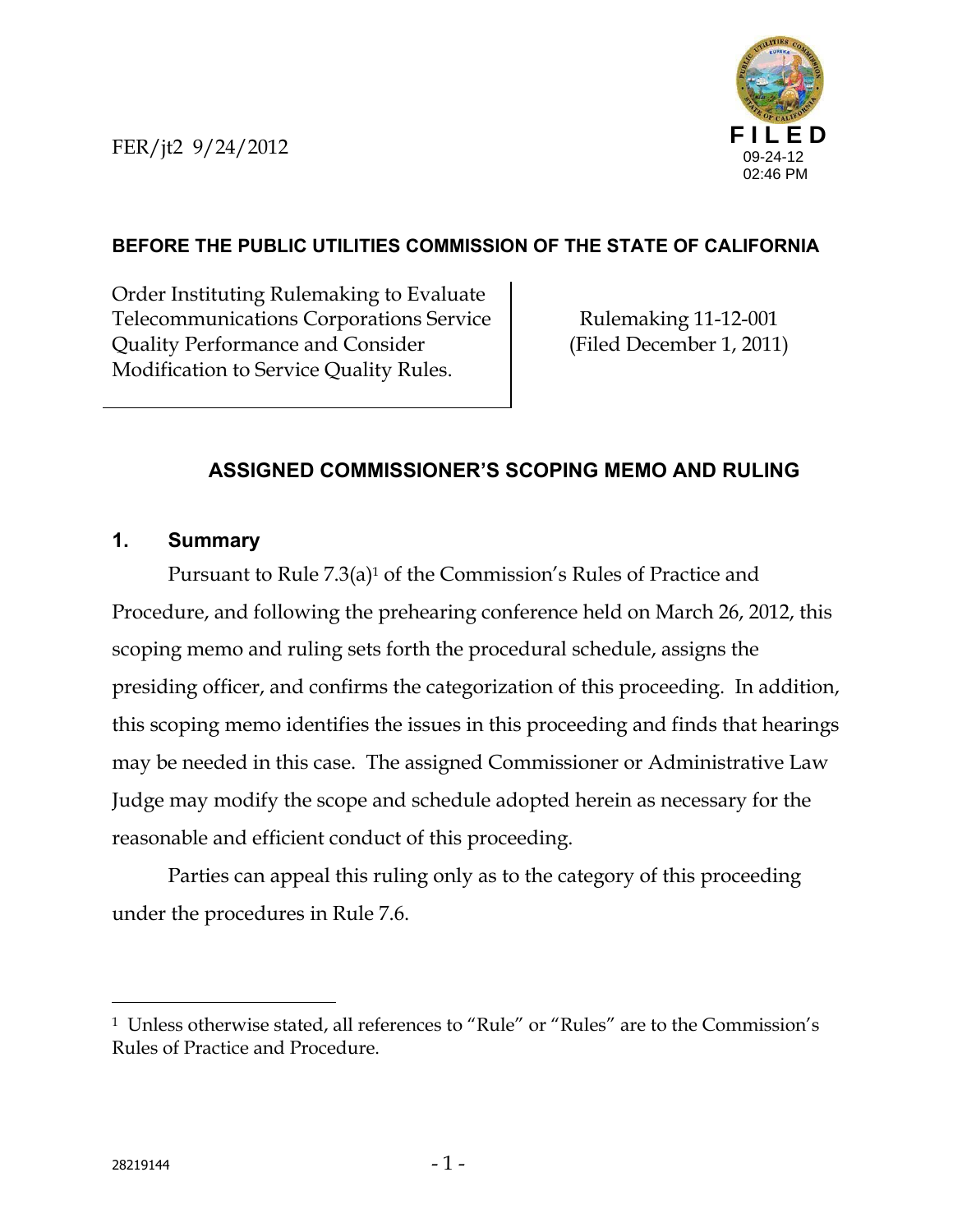FER/jt2 9/24/2012

**FILED**
09-24-12
02:46 PM

**BEFORE THE PUBLIC UTILITIES COMMISSION OF THE STATE OF CALIFORNIA**

| Order Instituting Rulemaking to Evaluate Telecommunications Corporations Service Quality Performance and Consider Modification to Service Quality Rules. | Rulemaking 11-12-001 (Filed December 1, 2011) |
| --- | --- |

## ASSIGNED COMMISSIONER'S SCOPING MEMO AND RULING

### 1. Summary

Pursuant to Rule 7.3(a)[1] of the Commission's Rules of Practice and Procedure, and following the prehearing conference held on March 26, 2012, this scoping memo and ruling sets forth the procedural schedule, assigns the presiding officer, and confirms the categorization of this proceeding. In addition, this scoping memo identifies the issues in this proceeding and finds that hearings may be needed in this case. The assigned Commissioner or Administrative Law Judge may modify the scope and schedule adopted herein as necessary for the reasonable and efficient conduct of this proceeding.

Parties can appeal this ruling only as to the category of this proceeding under the procedures in Rule 7.6.

---

[1] Unless otherwise stated, all references to "Rule" or "Rules" are to the Commission's Rules of Practice and Procedure.

28219144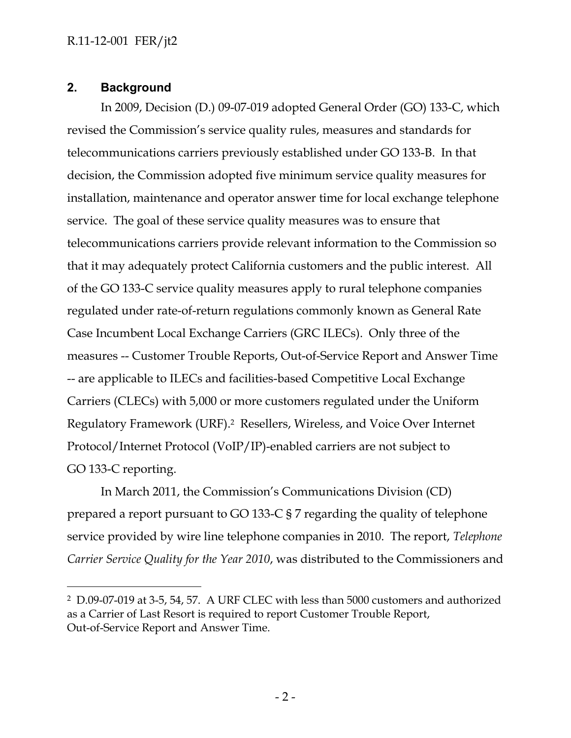## 2. Background

In 2009, Decision (D.) 09-07-019 adopted General Order (GO) 133-C, which revised the Commission's service quality rules, measures and standards for telecommunications carriers previously established under GO 133-B. In that decision, the Commission adopted five minimum service quality measures for installation, maintenance and operator answer time for local exchange telephone service. The goal of these service quality measures was to ensure that telecommunications carriers provide relevant information to the Commission so that it may adequately protect California customers and the public interest. All of the GO 133-C service quality measures apply to rural telephone companies regulated under rate-of-return regulations commonly known as General Rate Case Incumbent Local Exchange Carriers (GRC ILECs). Only three of the measures -- Customer Trouble Reports, Out-of-Service Report and Answer Time -- are applicable to ILECs and facilities-based Competitive Local Exchange Carriers (CLECs) with 5,000 or more customers regulated under the Uniform Regulatory Framework (URF).[2] Resellers, Wireless, and Voice Over Internet Protocol/Internet Protocol (VoIP/IP)-enabled carriers are not subject to GO 133-C reporting.

In March 2011, the Commission's Communications Division (CD) prepared a report pursuant to GO 133-C § 7 regarding the quality of telephone service provided by wire line telephone companies in 2010. The report, *Telephone Carrier Service Quality for the Year 2010*, was distributed to the Commissioners and

---

[2] D.09-07-019 at 3-5, 54, 57. A URF CLEC with less than 5000 customers and authorized as a Carrier of Last Resort is required to report Customer Trouble Report, Out-of-Service Report and Answer Time.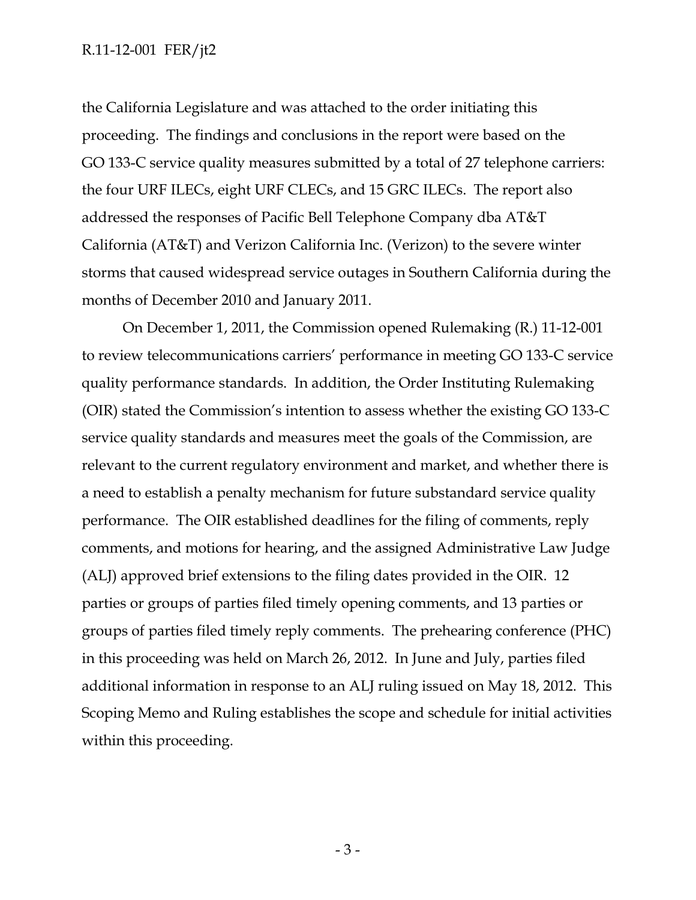the California Legislature and was attached to the order initiating this proceeding. The findings and conclusions in the report were based on the GO 133-C service quality measures submitted by a total of 27 telephone carriers: the four URF ILECs, eight URF CLECs, and 15 GRC ILECs. The report also addressed the responses of Pacific Bell Telephone Company dba AT&T California (AT&T) and Verizon California Inc. (Verizon) to the severe winter storms that caused widespread service outages in Southern California during the months of December 2010 and January 2011.

On December 1, 2011, the Commission opened Rulemaking (R.) 11-12-001 to review telecommunications carriers' performance in meeting GO 133-C service quality performance standards. In addition, the Order Instituting Rulemaking (OIR) stated the Commission's intention to assess whether the existing GO 133-C service quality standards and measures meet the goals of the Commission, are relevant to the current regulatory environment and market, and whether there is a need to establish a penalty mechanism for future substandard service quality performance. The OIR established deadlines for the filing of comments, reply comments, and motions for hearing, and the assigned Administrative Law Judge (ALJ) approved brief extensions to the filing dates provided in the OIR. 12 parties or groups of parties filed timely opening comments, and 13 parties or groups of parties filed timely reply comments. The prehearing conference (PHC) in this proceeding was held on March 26, 2012. In June and July, parties filed additional information in response to an ALJ ruling issued on May 18, 2012. This Scoping Memo and Ruling establishes the scope and schedule for initial activities within this proceeding.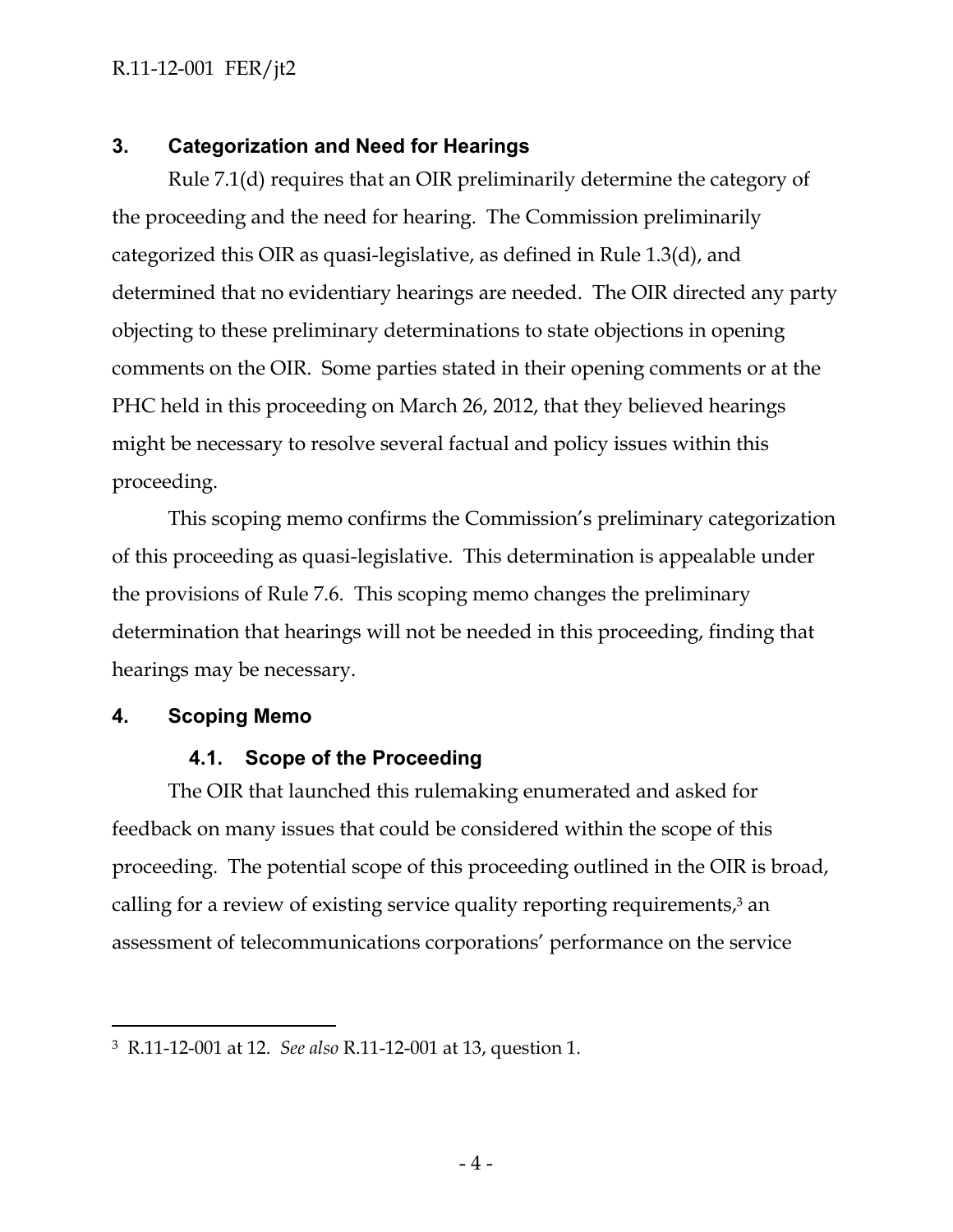## 3. Categorization and Need for Hearings

Rule 7.1(d) requires that an OIR preliminarily determine the category of the proceeding and the need for hearing. The Commission preliminarily categorized this OIR as quasi-legislative, as defined in Rule 1.3(d), and determined that no evidentiary hearings are needed. The OIR directed any party objecting to these preliminary determinations to state objections in opening comments on the OIR. Some parties stated in their opening comments or at the PHC held in this proceeding on March 26, 2012, that they believed hearings might be necessary to resolve several factual and policy issues within this proceeding.

This scoping memo confirms the Commission's preliminary categorization of this proceeding as quasi-legislative. This determination is appealable under the provisions of Rule 7.6. This scoping memo changes the preliminary determination that hearings will not be needed in this proceeding, finding that hearings may be necessary.

## 4. Scoping Memo

### 4.1. Scope of the Proceeding

The OIR that launched this rulemaking enumerated and asked for feedback on many issues that could be considered within the scope of this proceeding. The potential scope of this proceeding outlined in the OIR is broad, calling for a review of existing service quality reporting requirements,[3] an assessment of telecommunications corporations' performance on the service

---

[3] R.11-12-001 at 12. *See also* R.11-12-001 at 13, question 1.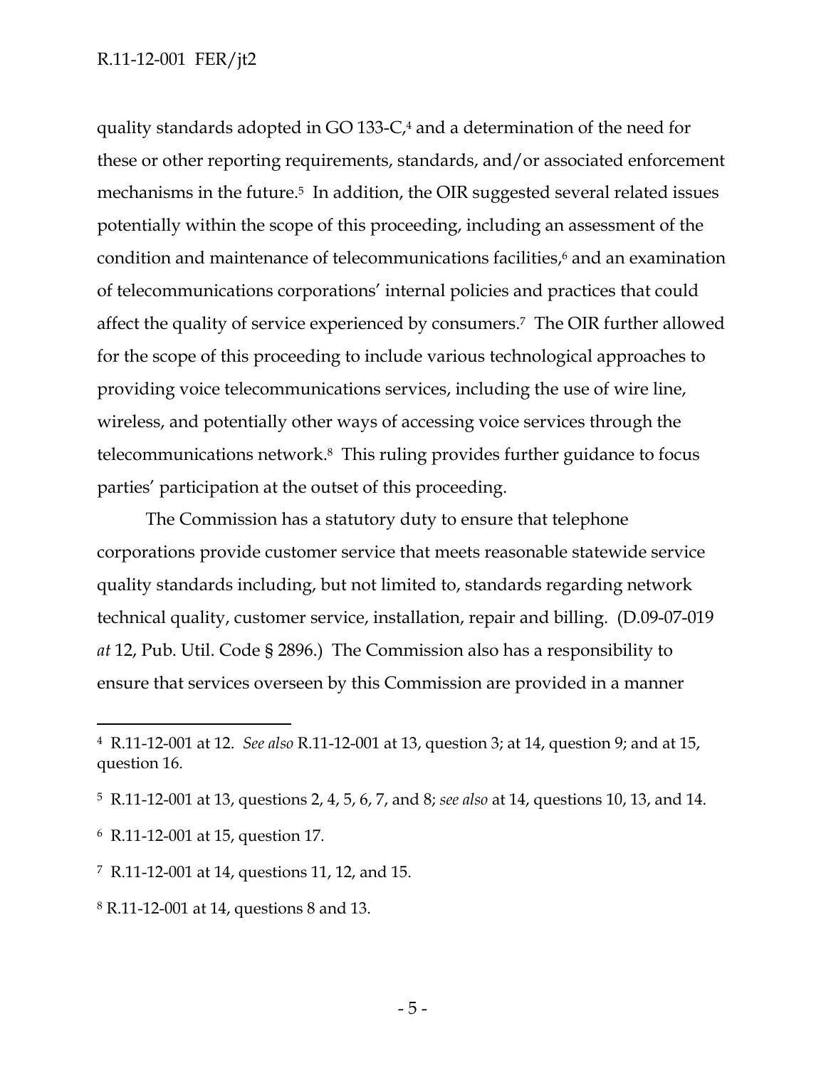quality standards adopted in GO 133-C,[4] and a determination of the need for these or other reporting requirements, standards, and/or associated enforcement mechanisms in the future.[5] In addition, the OIR suggested several related issues potentially within the scope of this proceeding, including an assessment of the condition and maintenance of telecommunications facilities,[6] and an examination of telecommunications corporations' internal policies and practices that could affect the quality of service experienced by consumers.[7] The OIR further allowed for the scope of this proceeding to include various technological approaches to providing voice telecommunications services, including the use of wire line, wireless, and potentially other ways of accessing voice services through the telecommunications network.[8] This ruling provides further guidance to focus parties' participation at the outset of this proceeding.

The Commission has a statutory duty to ensure that telephone corporations provide customer service that meets reasonable statewide service quality standards including, but not limited to, standards regarding network technical quality, customer service, installation, repair and billing. (D.09-07-019 *at* 12, Pub. Util. Code § 2896.) The Commission also has a responsibility to ensure that services overseen by this Commission are provided in a manner

---

[4] R.11-12-001 at 12. *See also* R.11-12-001 at 13, question 3; at 14, question 9; and at 15, question 16.

[5] R.11-12-001 at 13, questions 2, 4, 5, 6, 7, and 8; *see also* at 14, questions 10, 13, and 14.

[6] R.11-12-001 at 15, question 17.

[7] R.11-12-001 at 14, questions 11, 12, and 15.

[8] R.11-12-001 at 14, questions 8 and 13.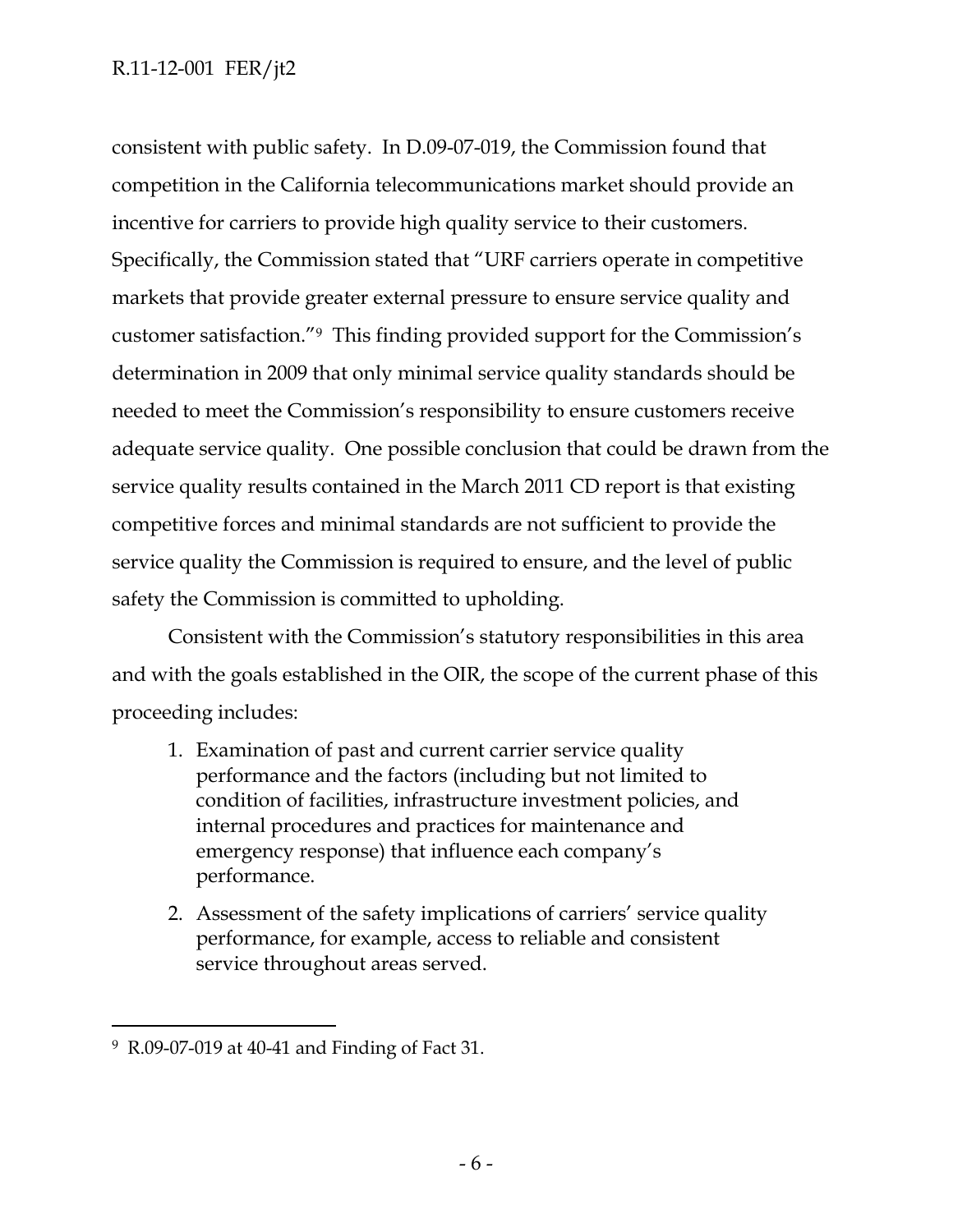consistent with public safety. In D.09-07-019, the Commission found that competition in the California telecommunications market should provide an incentive for carriers to provide high quality service to their customers. Specifically, the Commission stated that "URF carriers operate in competitive markets that provide greater external pressure to ensure service quality and customer satisfaction."[9] This finding provided support for the Commission's determination in 2009 that only minimal service quality standards should be needed to meet the Commission's responsibility to ensure customers receive adequate service quality. One possible conclusion that could be drawn from the service quality results contained in the March 2011 CD report is that existing competitive forces and minimal standards are not sufficient to provide the service quality the Commission is required to ensure, and the level of public safety the Commission is committed to upholding.

Consistent with the Commission's statutory responsibilities in this area and with the goals established in the OIR, the scope of the current phase of this proceeding includes:

1. Examination of past and current carrier service quality performance and the factors (including but not limited to condition of facilities, infrastructure investment policies, and internal procedures and practices for maintenance and emergency response) that influence each company's performance.
2. Assessment of the safety implications of carriers' service quality performance, for example, access to reliable and consistent service throughout areas served.

---

[9] R.09-07-019 at 40-41 and Finding of Fact 31.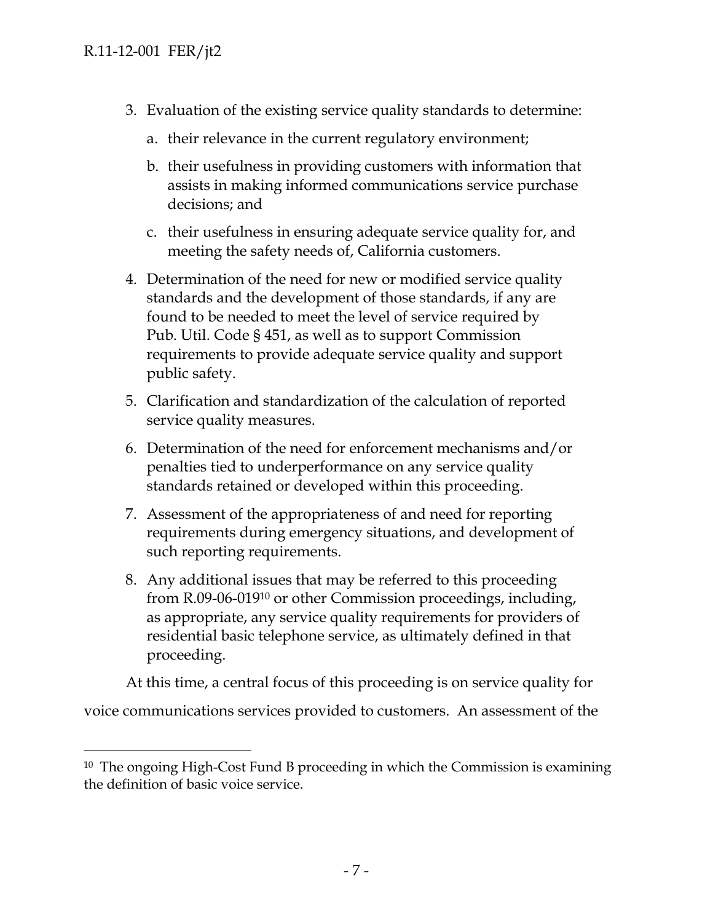3. Evaluation of the existing service quality standards to determine:
   a. their relevance in the current regulatory environment;
   b. their usefulness in providing customers with information that assists in making informed communications service purchase decisions; and
   c. their usefulness in ensuring adequate service quality for, and meeting the safety needs of, California customers.
4. Determination of the need for new or modified service quality standards and the development of those standards, if any are found to be needed to meet the level of service required by Pub. Util. Code § 451, as well as to support Commission requirements to provide adequate service quality and support public safety.
5. Clarification and standardization of the calculation of reported service quality measures.
6. Determination of the need for enforcement mechanisms and/or penalties tied to underperformance on any service quality standards retained or developed within this proceeding.
7. Assessment of the appropriateness of and need for reporting requirements during emergency situations, and development of such reporting requirements.
8. Any additional issues that may be referred to this proceeding from R.09-06-019[10] or other Commission proceedings, including, as appropriate, any service quality requirements for providers of residential basic telephone service, as ultimately defined in that proceeding.

At this time, a central focus of this proceeding is on service quality for voice communications services provided to customers. An assessment of the

[10] The ongoing High-Cost Fund B proceeding in which the Commission is examining the definition of basic voice service.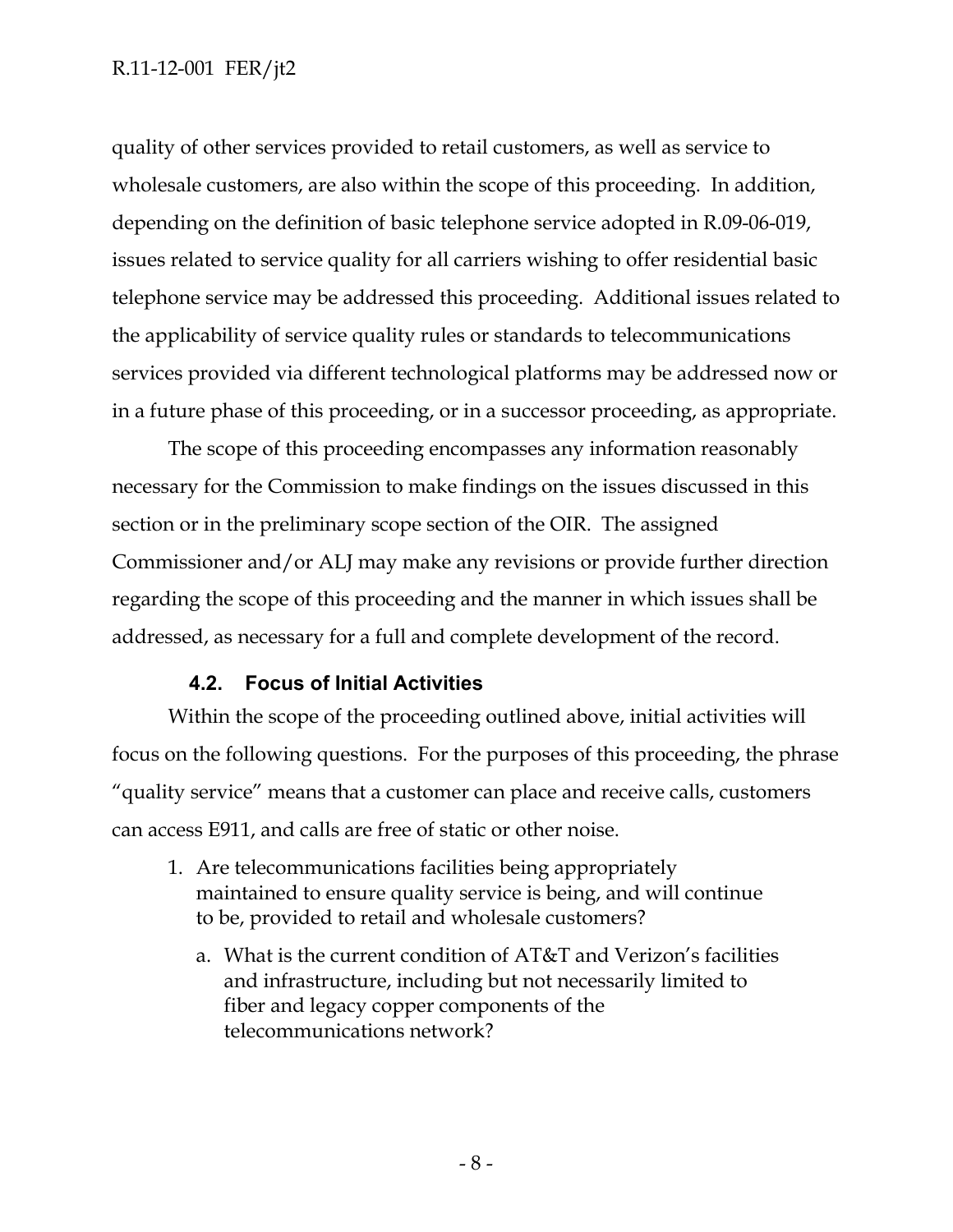quality of other services provided to retail customers, as well as service to wholesale customers, are also within the scope of this proceeding. In addition, depending on the definition of basic telephone service adopted in R.09-06-019, issues related to service quality for all carriers wishing to offer residential basic telephone service may be addressed this proceeding. Additional issues related to the applicability of service quality rules or standards to telecommunications services provided via different technological platforms may be addressed now or in a future phase of this proceeding, or in a successor proceeding, as appropriate.

The scope of this proceeding encompasses any information reasonably necessary for the Commission to make findings on the issues discussed in this section or in the preliminary scope section of the OIR. The assigned Commissioner and/or ALJ may make any revisions or provide further direction regarding the scope of this proceeding and the manner in which issues shall be addressed, as necessary for a full and complete development of the record.

### 4.2. Focus of Initial Activities

Within the scope of the proceeding outlined above, initial activities will focus on the following questions. For the purposes of this proceeding, the phrase "quality service" means that a customer can place and receive calls, customers can access E911, and calls are free of static or other noise.

1. Are telecommunications facilities being appropriately maintained to ensure quality service is being, and will continue to be, provided to retail and wholesale customers?
   a. What is the current condition of AT&T and Verizon's facilities and infrastructure, including but not necessarily limited to fiber and legacy copper components of the telecommunications network?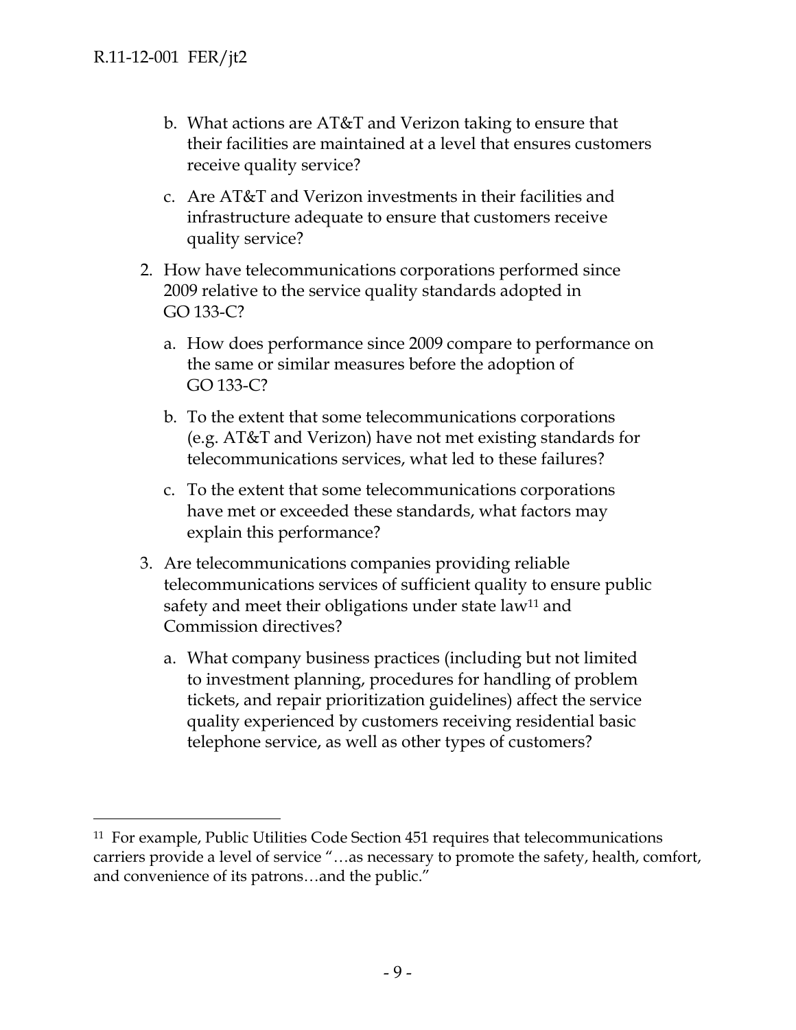b. What actions are AT&T and Verizon taking to ensure that their facilities are maintained at a level that ensures customers receive quality service?

   c. Are AT&T and Verizon investments in their facilities and infrastructure adequate to ensure that customers receive quality service?

2. How have telecommunications corporations performed since 2009 relative to the service quality standards adopted in GO 133-C?

   a. How does performance since 2009 compare to performance on the same or similar measures before the adoption of GO 133-C?

   b. To the extent that some telecommunications corporations (e.g. AT&T and Verizon) have not met existing standards for telecommunications services, what led to these failures?

   c. To the extent that some telecommunications corporations have met or exceeded these standards, what factors may explain this performance?

3. Are telecommunications companies providing reliable telecommunications services of sufficient quality to ensure public safety and meet their obligations under state law[11] and Commission directives?

   a. What company business practices (including but not limited to investment planning, procedures for handling of problem tickets, and repair prioritization guidelines) affect the service quality experienced by customers receiving residential basic telephone service, as well as other types of customers?

---

[11] For example, Public Utilities Code Section 451 requires that telecommunications carriers provide a level of service "…as necessary to promote the safety, health, comfort, and convenience of its patrons…and the public."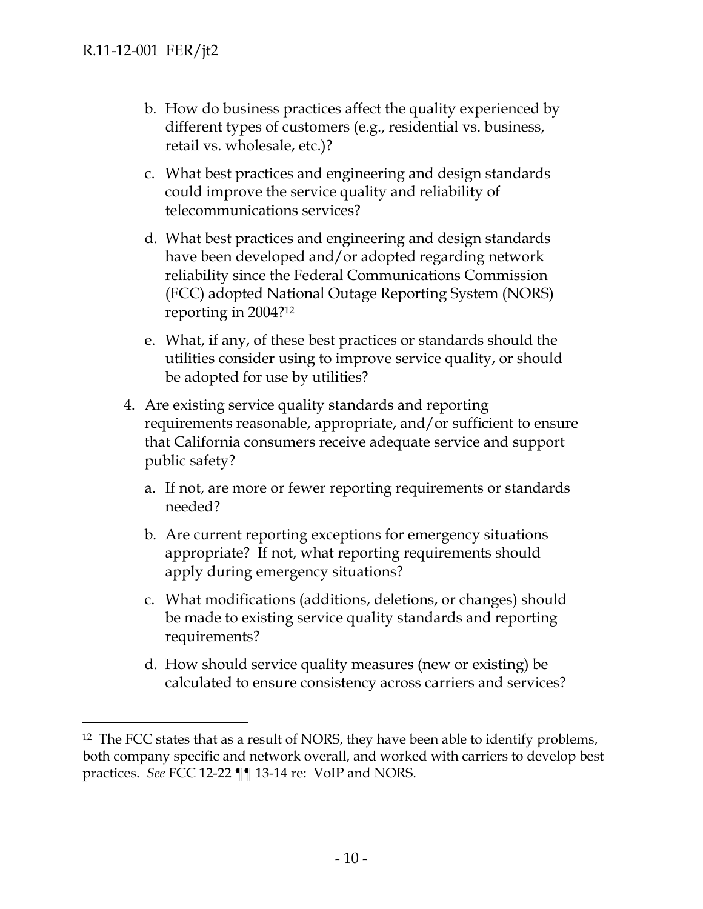b. How do business practices affect the quality experienced by different types of customers (e.g., residential vs. business, retail vs. wholesale, etc.)?

c. What best practices and engineering and design standards could improve the service quality and reliability of telecommunications services?

d. What best practices and engineering and design standards have been developed and/or adopted regarding network reliability since the Federal Communications Commission (FCC) adopted National Outage Reporting System (NORS) reporting in 2004?[12]

e. What, if any, of these best practices or standards should the utilities consider using to improve service quality, or should be adopted for use by utilities?

4. Are existing service quality standards and reporting requirements reasonable, appropriate, and/or sufficient to ensure that California consumers receive adequate service and support public safety?

   a. If not, are more or fewer reporting requirements or standards needed?

   b. Are current reporting exceptions for emergency situations appropriate? If not, what reporting requirements should apply during emergency situations?

   c. What modifications (additions, deletions, or changes) should be made to existing service quality standards and reporting requirements?

   d. How should service quality measures (new or existing) be calculated to ensure consistency across carriers and services?

---

[12] The FCC states that as a result of NORS, they have been able to identify problems, both company specific and network overall, and worked with carriers to develop best practices. *See* FCC 12-22 ¶¶ 13-14 re: VoIP and NORS.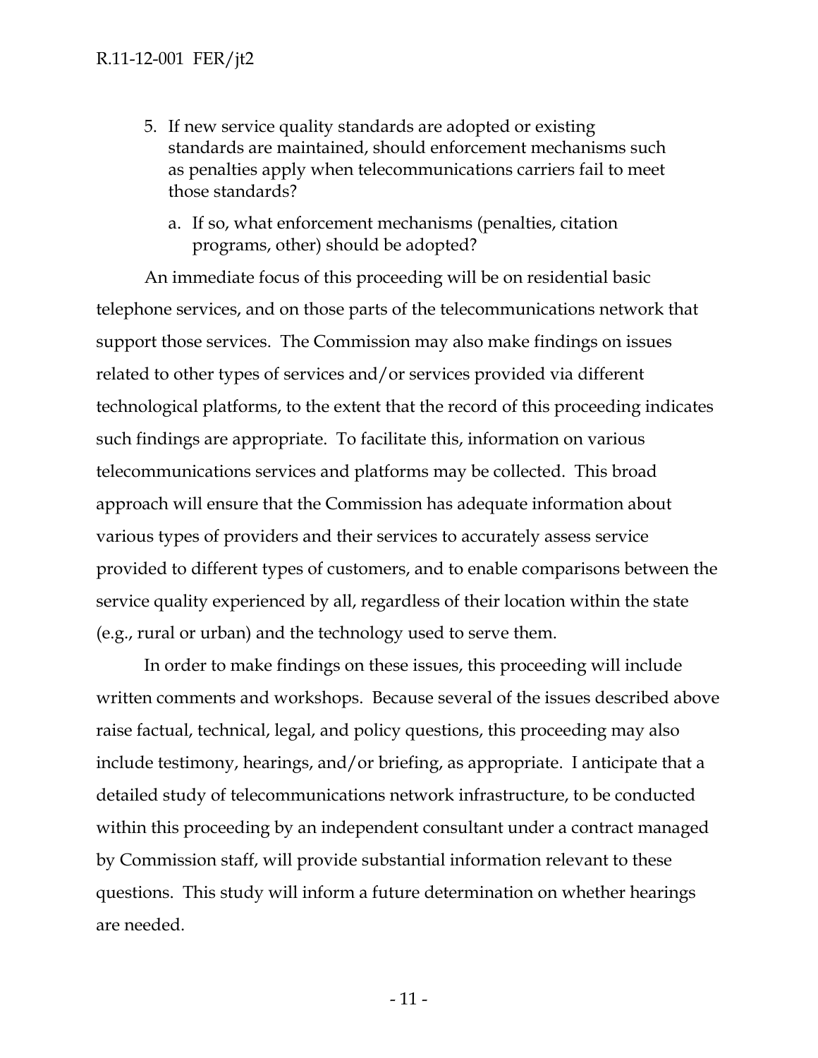5. If new service quality standards are adopted or existing standards are maintained, should enforcement mechanisms such as penalties apply when telecommunications carriers fail to meet those standards?

    a. If so, what enforcement mechanisms (penalties, citation programs, other) should be adopted?

An immediate focus of this proceeding will be on residential basic telephone services, and on those parts of the telecommunications network that support those services. The Commission may also make findings on issues related to other types of services and/or services provided via different technological platforms, to the extent that the record of this proceeding indicates such findings are appropriate. To facilitate this, information on various telecommunications services and platforms may be collected. This broad approach will ensure that the Commission has adequate information about various types of providers and their services to accurately assess service provided to different types of customers, and to enable comparisons between the service quality experienced by all, regardless of their location within the state (e.g., rural or urban) and the technology used to serve them.

In order to make findings on these issues, this proceeding will include written comments and workshops. Because several of the issues described above raise factual, technical, legal, and policy questions, this proceeding may also include testimony, hearings, and/or briefing, as appropriate. I anticipate that a detailed study of telecommunications network infrastructure, to be conducted within this proceeding by an independent consultant under a contract managed by Commission staff, will provide substantial information relevant to these questions. This study will inform a future determination on whether hearings are needed.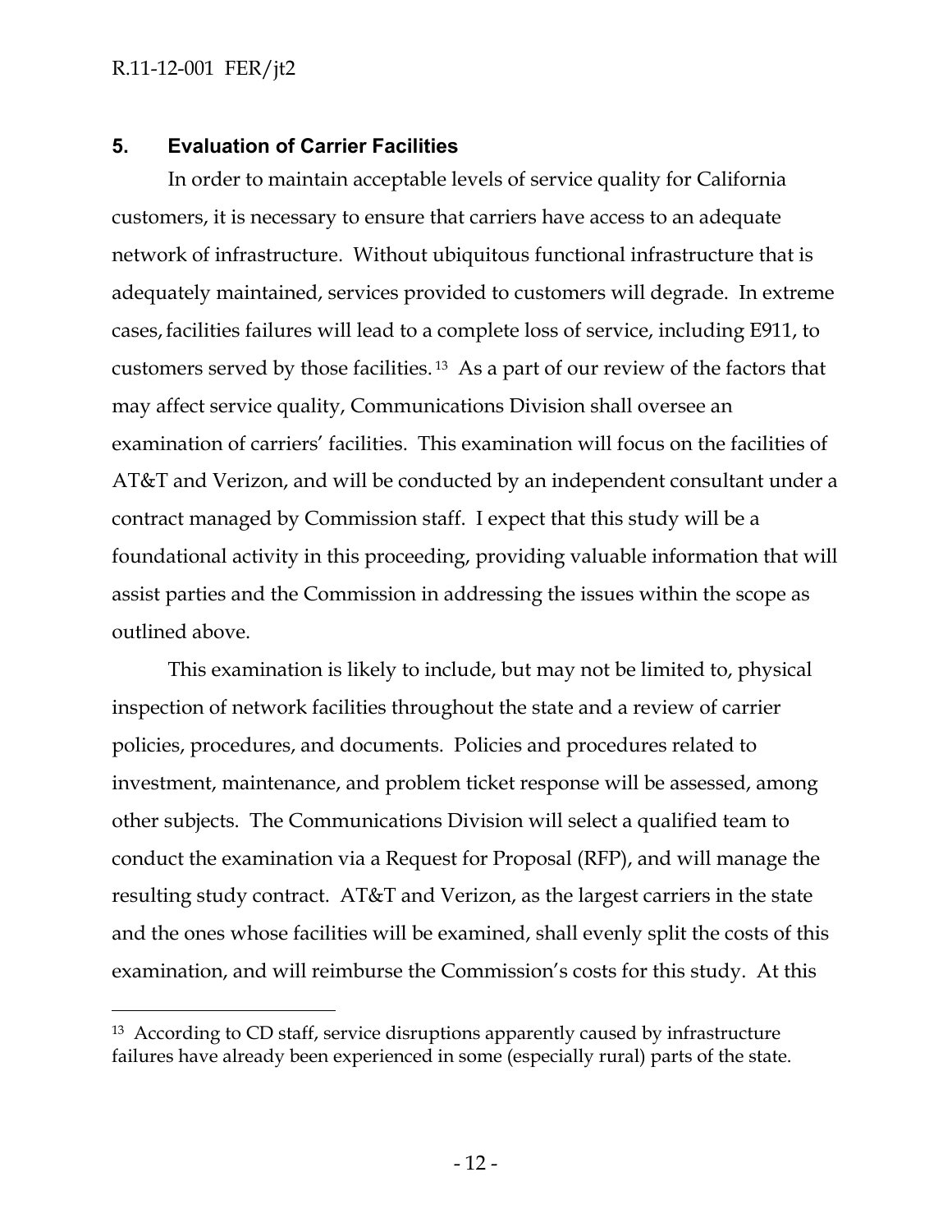## 5. Evaluation of Carrier Facilities

In order to maintain acceptable levels of service quality for California customers, it is necessary to ensure that carriers have access to an adequate network of infrastructure. Without ubiquitous functional infrastructure that is adequately maintained, services provided to customers will degrade. In extreme cases, facilities failures will lead to a complete loss of service, including E911, to customers served by those facilities.[13] As a part of our review of the factors that may affect service quality, Communications Division shall oversee an examination of carriers' facilities. This examination will focus on the facilities of AT&T and Verizon, and will be conducted by an independent consultant under a contract managed by Commission staff. I expect that this study will be a foundational activity in this proceeding, providing valuable information that will assist parties and the Commission in addressing the issues within the scope as outlined above.

This examination is likely to include, but may not be limited to, physical inspection of network facilities throughout the state and a review of carrier policies, procedures, and documents. Policies and procedures related to investment, maintenance, and problem ticket response will be assessed, among other subjects. The Communications Division will select a qualified team to conduct the examination via a Request for Proposal (RFP), and will manage the resulting study contract. AT&T and Verizon, as the largest carriers in the state and the ones whose facilities will be examined, shall evenly split the costs of this examination, and will reimburse the Commission's costs for this study. At this

---

[13] According to CD staff, service disruptions apparently caused by infrastructure failures have already been experienced in some (especially rural) parts of the state.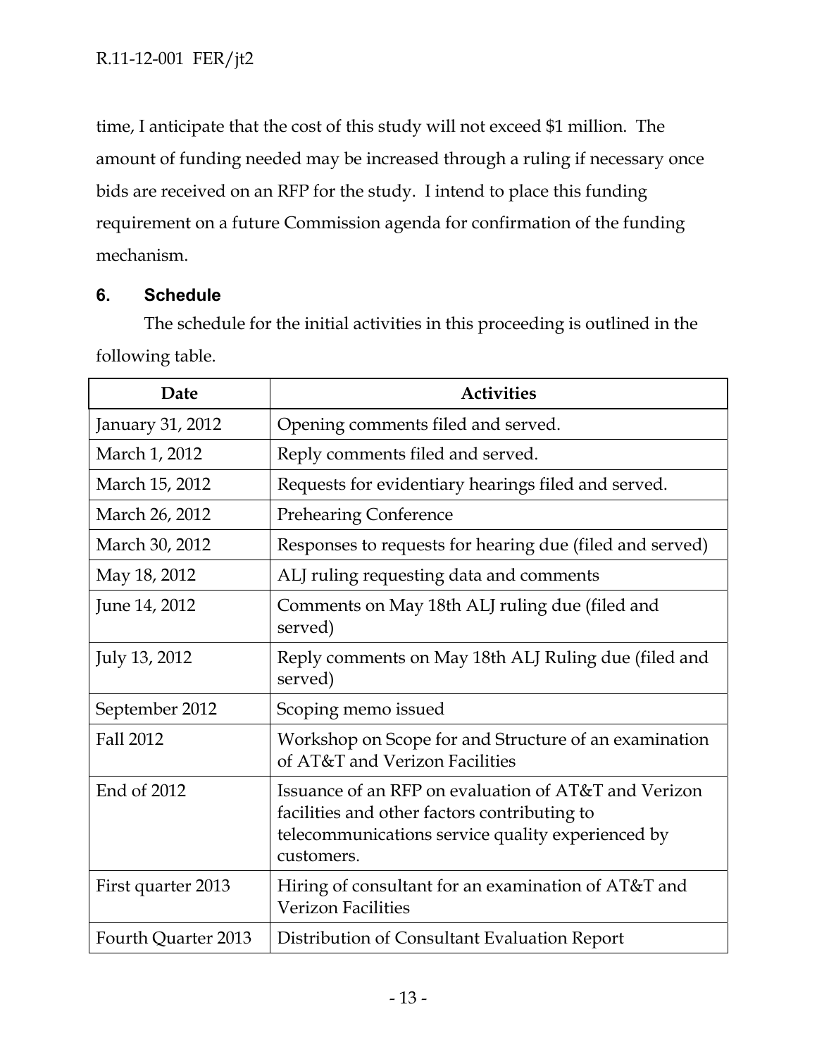time, I anticipate that the cost of this study will not exceed $1 million. The amount of funding needed may be increased through a ruling if necessary once bids are received on an RFP for the study. I intend to place this funding requirement on a future Commission agenda for confirmation of the funding mechanism.

## 6. Schedule

The schedule for the initial activities in this proceeding is outlined in the following table.

| Date | Activities |
|---|---|
| January 31, 2012 | Opening comments filed and served. |
| March 1, 2012 | Reply comments filed and served. |
| March 15, 2012 | Requests for evidentiary hearings filed and served. |
| March 26, 2012 | Prehearing Conference |
| March 30, 2012 | Responses to requests for hearing due (filed and served) |
| May 18, 2012 | ALJ ruling requesting data and comments |
| June 14, 2012 | Comments on May 18th ALJ ruling due (filed and served) |
| July 13, 2012 | Reply comments on May 18th ALJ Ruling due (filed and served) |
| September 2012 | Scoping memo issued |
| Fall 2012 | Workshop on Scope for and Structure of an examination of AT&T and Verizon Facilities |
| End of 2012 | Issuance of an RFP on evaluation of AT&T and Verizon facilities and other factors contributing to telecommunications service quality experienced by customers. |
| First quarter 2013 | Hiring of consultant for an examination of AT&T and Verizon Facilities |
| Fourth Quarter 2013 | Distribution of Consultant Evaluation Report |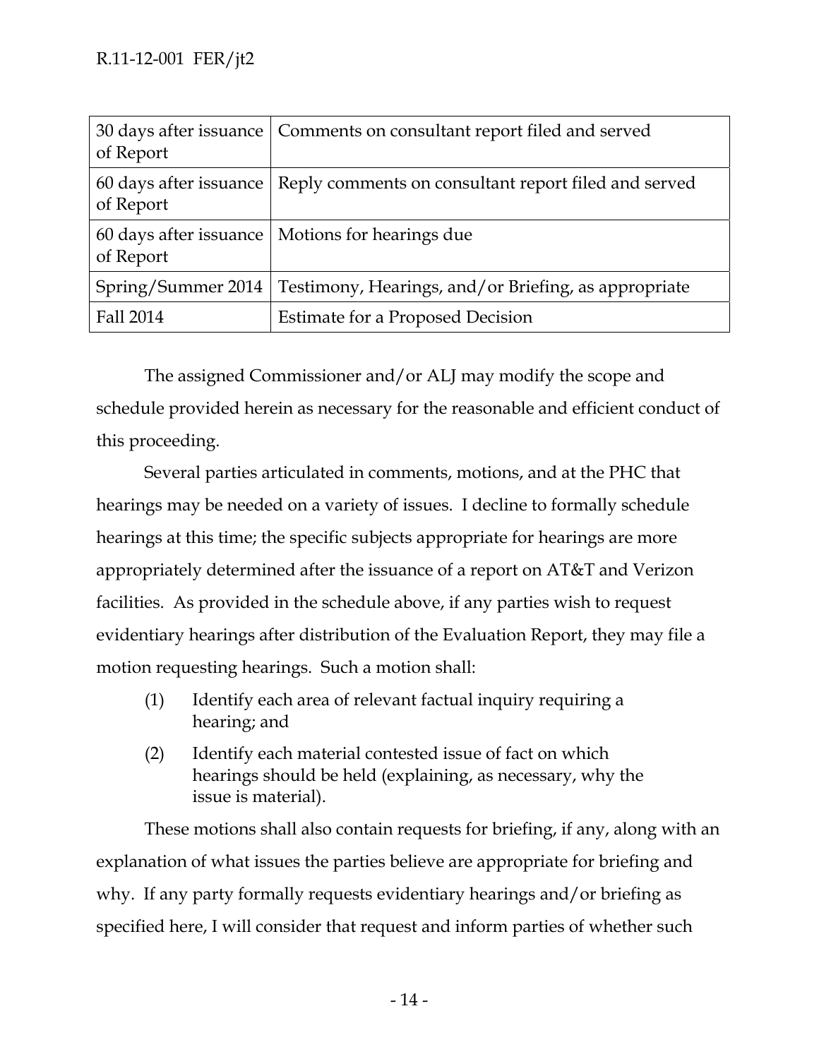| | |
|---|---|
| 30 days after issuance of Report | Comments on consultant report filed and served |
| 60 days after issuance of Report | Reply comments on consultant report filed and served |
| 60 days after issuance of Report | Motions for hearings due |
| Spring/Summer 2014 | Testimony, Hearings, and/or Briefing, as appropriate |
| Fall 2014 | Estimate for a Proposed Decision |

The assigned Commissioner and/or ALJ may modify the scope and schedule provided herein as necessary for the reasonable and efficient conduct of this proceeding.

Several parties articulated in comments, motions, and at the PHC that hearings may be needed on a variety of issues. I decline to formally schedule hearings at this time; the specific subjects appropriate for hearings are more appropriately determined after the issuance of a report on AT&T and Verizon facilities. As provided in the schedule above, if any parties wish to request evidentiary hearings after distribution of the Evaluation Report, they may file a motion requesting hearings. Such a motion shall:

(1) Identify each area of relevant factual inquiry requiring a hearing; and

(2) Identify each material contested issue of fact on which hearings should be held (explaining, as necessary, why the issue is material).

These motions shall also contain requests for briefing, if any, along with an explanation of what issues the parties believe are appropriate for briefing and why. If any party formally requests evidentiary hearings and/or briefing as specified here, I will consider that request and inform parties of whether such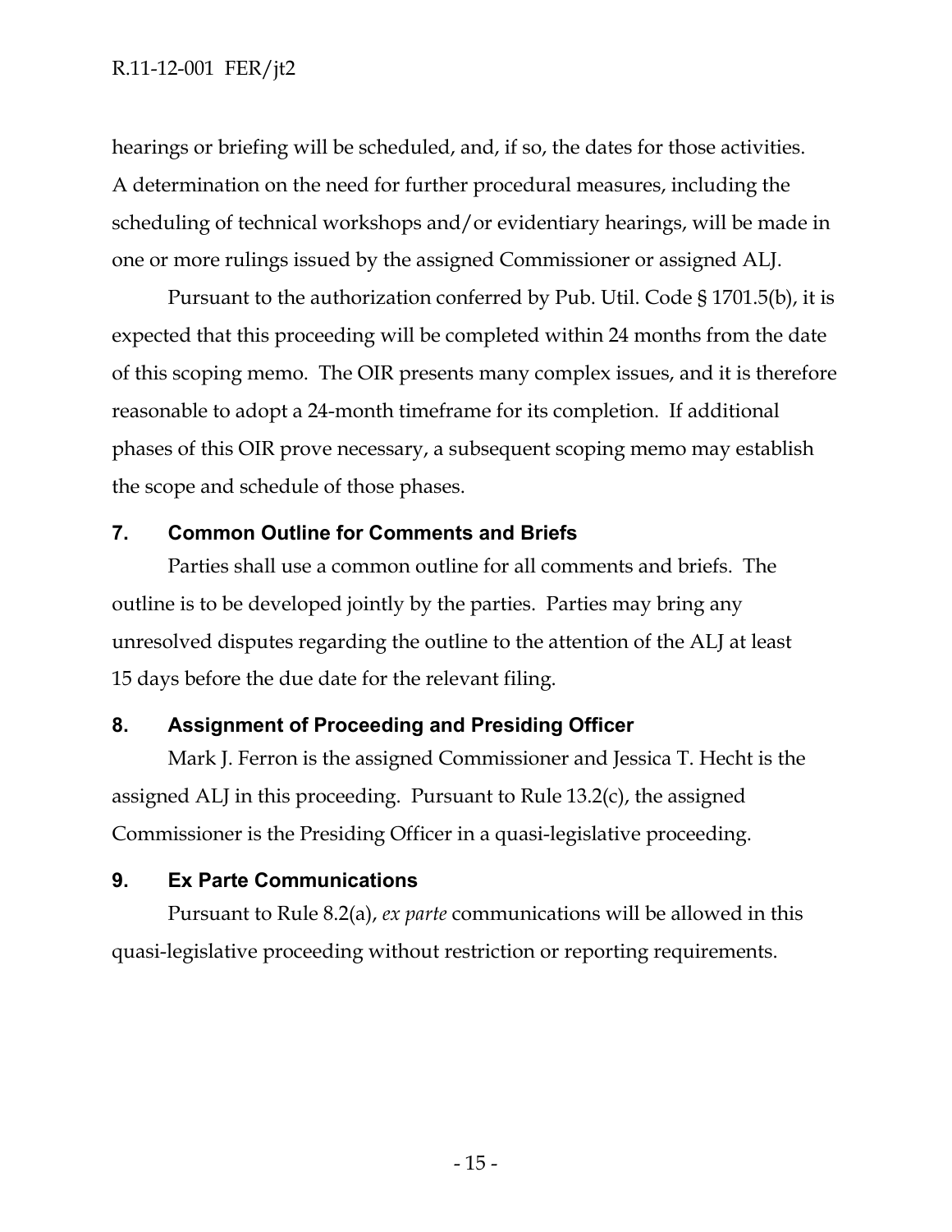hearings or briefing will be scheduled, and, if so, the dates for those activities. A determination on the need for further procedural measures, including the scheduling of technical workshops and/or evidentiary hearings, will be made in one or more rulings issued by the assigned Commissioner or assigned ALJ.

Pursuant to the authorization conferred by Pub. Util. Code § 1701.5(b), it is expected that this proceeding will be completed within 24 months from the date of this scoping memo. The OIR presents many complex issues, and it is therefore reasonable to adopt a 24-month timeframe for its completion. If additional phases of this OIR prove necessary, a subsequent scoping memo may establish the scope and schedule of those phases.

## 7. Common Outline for Comments and Briefs

Parties shall use a common outline for all comments and briefs. The outline is to be developed jointly by the parties. Parties may bring any unresolved disputes regarding the outline to the attention of the ALJ at least 15 days before the due date for the relevant filing.

## 8. Assignment of Proceeding and Presiding Officer

Mark J. Ferron is the assigned Commissioner and Jessica T. Hecht is the assigned ALJ in this proceeding. Pursuant to Rule 13.2(c), the assigned Commissioner is the Presiding Officer in a quasi-legislative proceeding.

## 9. Ex Parte Communications

Pursuant to Rule 8.2(a), *ex parte* communications will be allowed in this quasi-legislative proceeding without restriction or reporting requirements.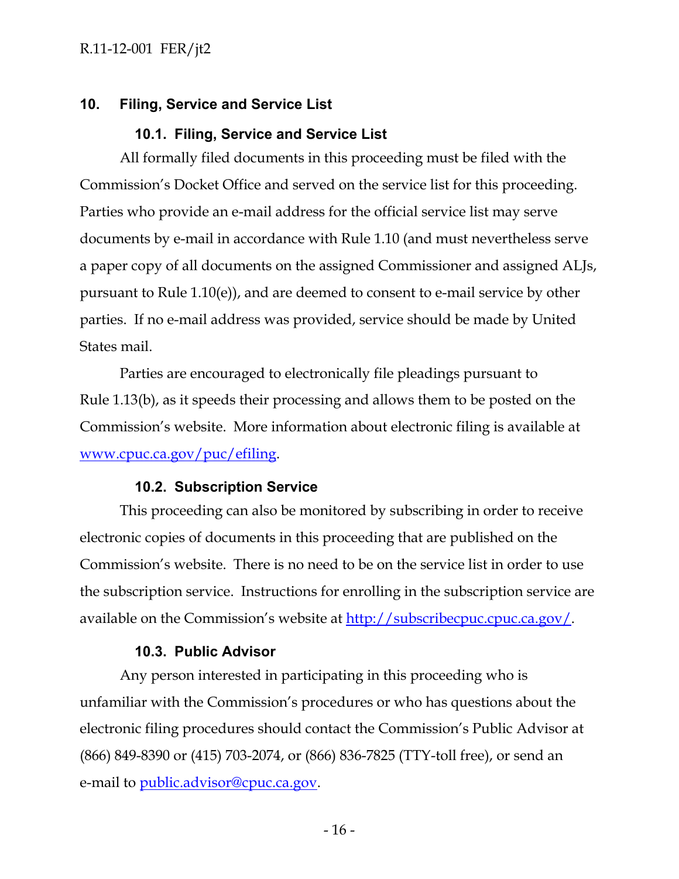## 10. Filing, Service and Service List

### 10.1. Filing, Service and Service List

All formally filed documents in this proceeding must be filed with the Commission's Docket Office and served on the service list for this proceeding. Parties who provide an e-mail address for the official service list may serve documents by e-mail in accordance with Rule 1.10 (and must nevertheless serve a paper copy of all documents on the assigned Commissioner and assigned ALJs, pursuant to Rule 1.10(e)), and are deemed to consent to e-mail service by other parties. If no e-mail address was provided, service should be made by United States mail.

Parties are encouraged to electronically file pleadings pursuant to Rule 1.13(b), as it speeds their processing and allows them to be posted on the Commission's website. More information about electronic filing is available at www.cpuc.ca.gov/puc/efiling.

### 10.2. Subscription Service

This proceeding can also be monitored by subscribing in order to receive electronic copies of documents in this proceeding that are published on the Commission's website. There is no need to be on the service list in order to use the subscription service. Instructions for enrolling in the subscription service are available on the Commission's website at http://subscribecpuc.cpuc.ca.gov/.

### 10.3. Public Advisor

Any person interested in participating in this proceeding who is unfamiliar with the Commission's procedures or who has questions about the electronic filing procedures should contact the Commission's Public Advisor at (866) 849-8390 or (415) 703-2074, or (866) 836-7825 (TTY-toll free), or send an e-mail to public.advisor@cpuc.ca.gov.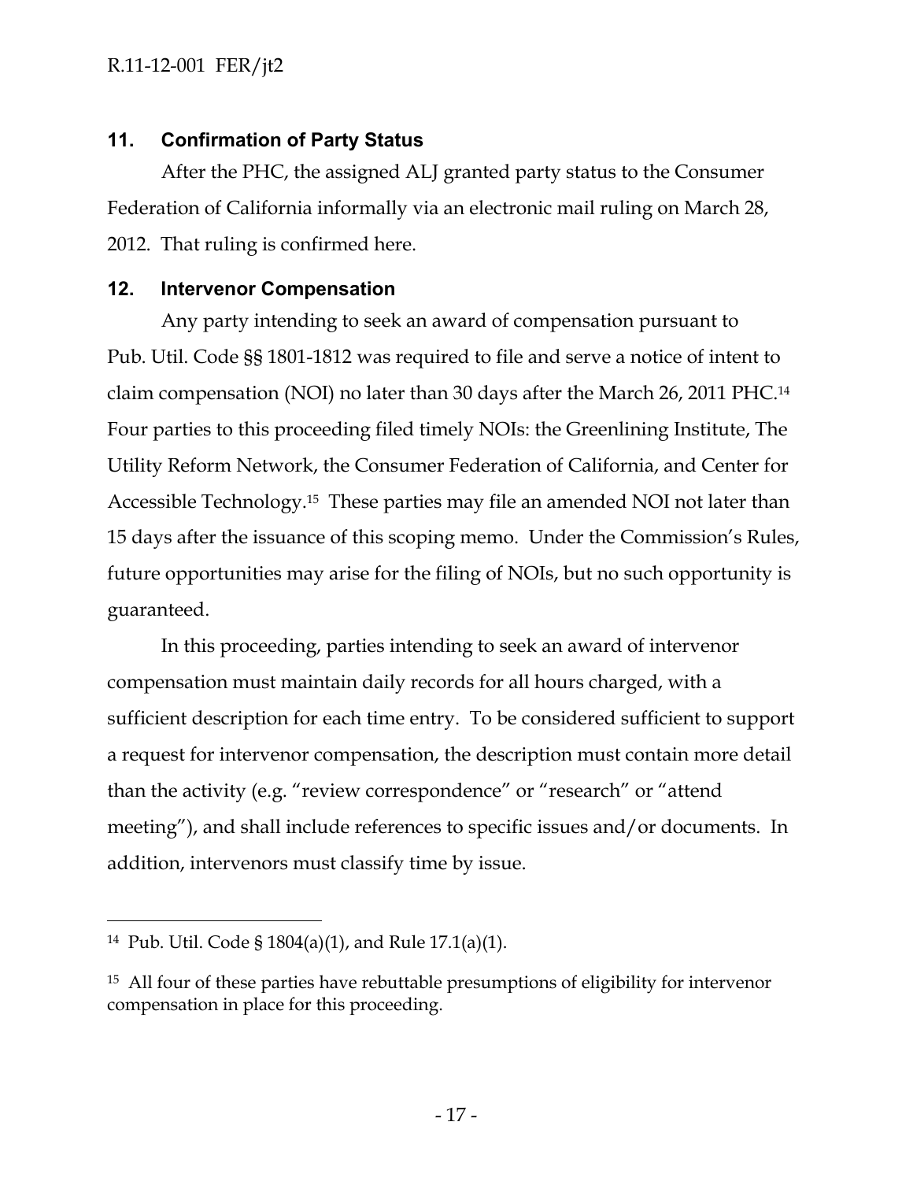## 11. Confirmation of Party Status

After the PHC, the assigned ALJ granted party status to the Consumer Federation of California informally via an electronic mail ruling on March 28, 2012. That ruling is confirmed here.

## 12. Intervenor Compensation

Any party intending to seek an award of compensation pursuant to Pub. Util. Code §§ 1801-1812 was required to file and serve a notice of intent to claim compensation (NOI) no later than 30 days after the March 26, 2011 PHC.[14] Four parties to this proceeding filed timely NOIs: the Greenlining Institute, The Utility Reform Network, the Consumer Federation of California, and Center for Accessible Technology.[15] These parties may file an amended NOI not later than 15 days after the issuance of this scoping memo. Under the Commission's Rules, future opportunities may arise for the filing of NOIs, but no such opportunity is guaranteed.

In this proceeding, parties intending to seek an award of intervenor compensation must maintain daily records for all hours charged, with a sufficient description for each time entry. To be considered sufficient to support a request for intervenor compensation, the description must contain more detail than the activity (e.g. "review correspondence" or "research" or "attend meeting"), and shall include references to specific issues and/or documents. In addition, intervenors must classify time by issue.

---

[14] Pub. Util. Code § 1804(a)(1), and Rule 17.1(a)(1).

[15] All four of these parties have rebuttable presumptions of eligibility for intervenor compensation in place for this proceeding.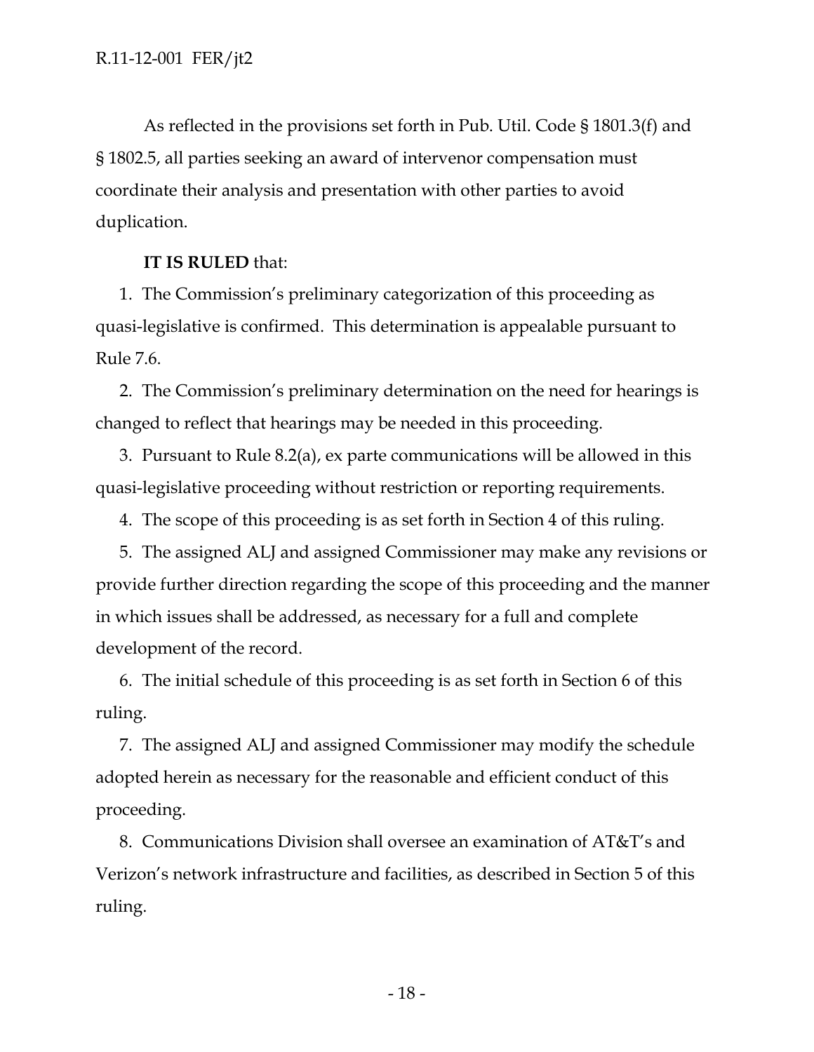As reflected in the provisions set forth in Pub. Util. Code § 1801.3(f) and § 1802.5, all parties seeking an award of intervenor compensation must coordinate their analysis and presentation with other parties to avoid duplication.

**IT IS RULED** that:

1. The Commission's preliminary categorization of this proceeding as quasi-legislative is confirmed. This determination is appealable pursuant to Rule 7.6.
2. The Commission's preliminary determination on the need for hearings is changed to reflect that hearings may be needed in this proceeding.
3. Pursuant to Rule 8.2(a), ex parte communications will be allowed in this quasi-legislative proceeding without restriction or reporting requirements.
4. The scope of this proceeding is as set forth in Section 4 of this ruling.
5. The assigned ALJ and assigned Commissioner may make any revisions or provide further direction regarding the scope of this proceeding and the manner in which issues shall be addressed, as necessary for a full and complete development of the record.
6. The initial schedule of this proceeding is as set forth in Section 6 of this ruling.
7. The assigned ALJ and assigned Commissioner may modify the schedule adopted herein as necessary for the reasonable and efficient conduct of this proceeding.
8. Communications Division shall oversee an examination of AT&T's and Verizon's network infrastructure and facilities, as described in Section 5 of this ruling.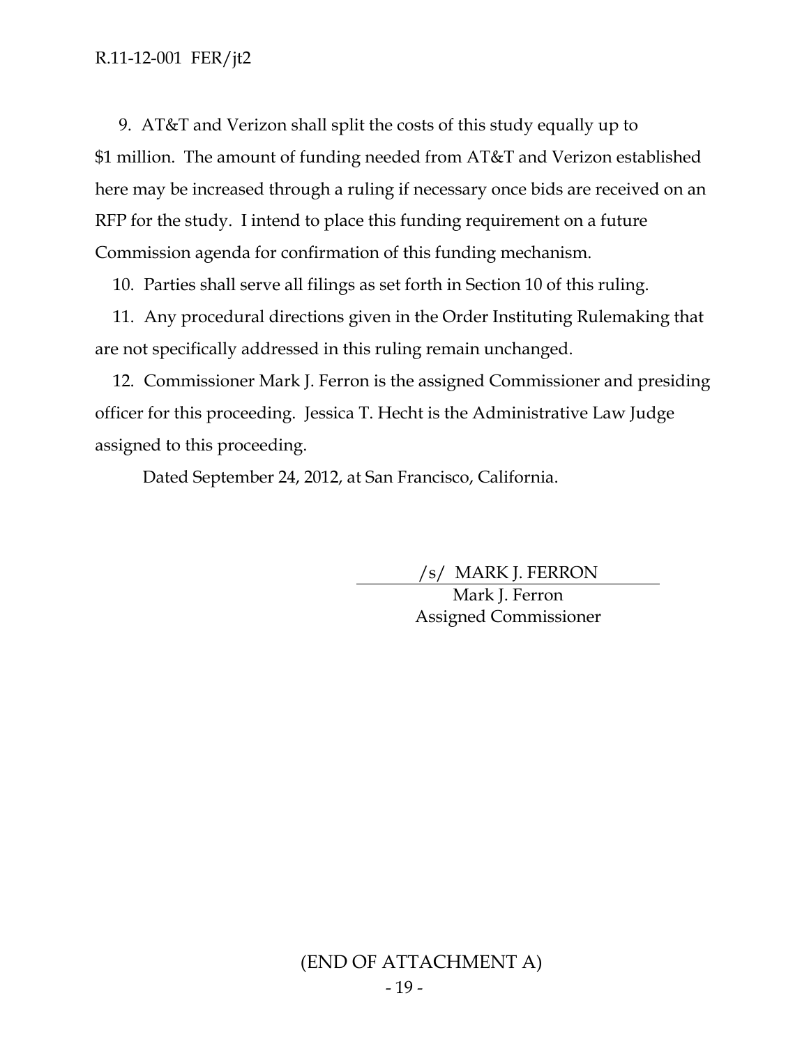9. AT&T and Verizon shall split the costs of this study equally up to $1 million. The amount of funding needed from AT&T and Verizon established here may be increased through a ruling if necessary once bids are received on an RFP for the study. I intend to place this funding requirement on a future Commission agenda for confirmation of this funding mechanism.

10. Parties shall serve all filings as set forth in Section 10 of this ruling.

11. Any procedural directions given in the Order Instituting Rulemaking that are not specifically addressed in this ruling remain unchanged.

12. Commissioner Mark J. Ferron is the assigned Commissioner and presiding officer for this proceeding. Jessica T. Hecht is the Administrative Law Judge assigned to this proceeding.

Dated September 24, 2012, at San Francisco, California.

/s/ MARK J. FERRON
Mark J. Ferron
Assigned Commissioner

(END OF ATTACHMENT A)